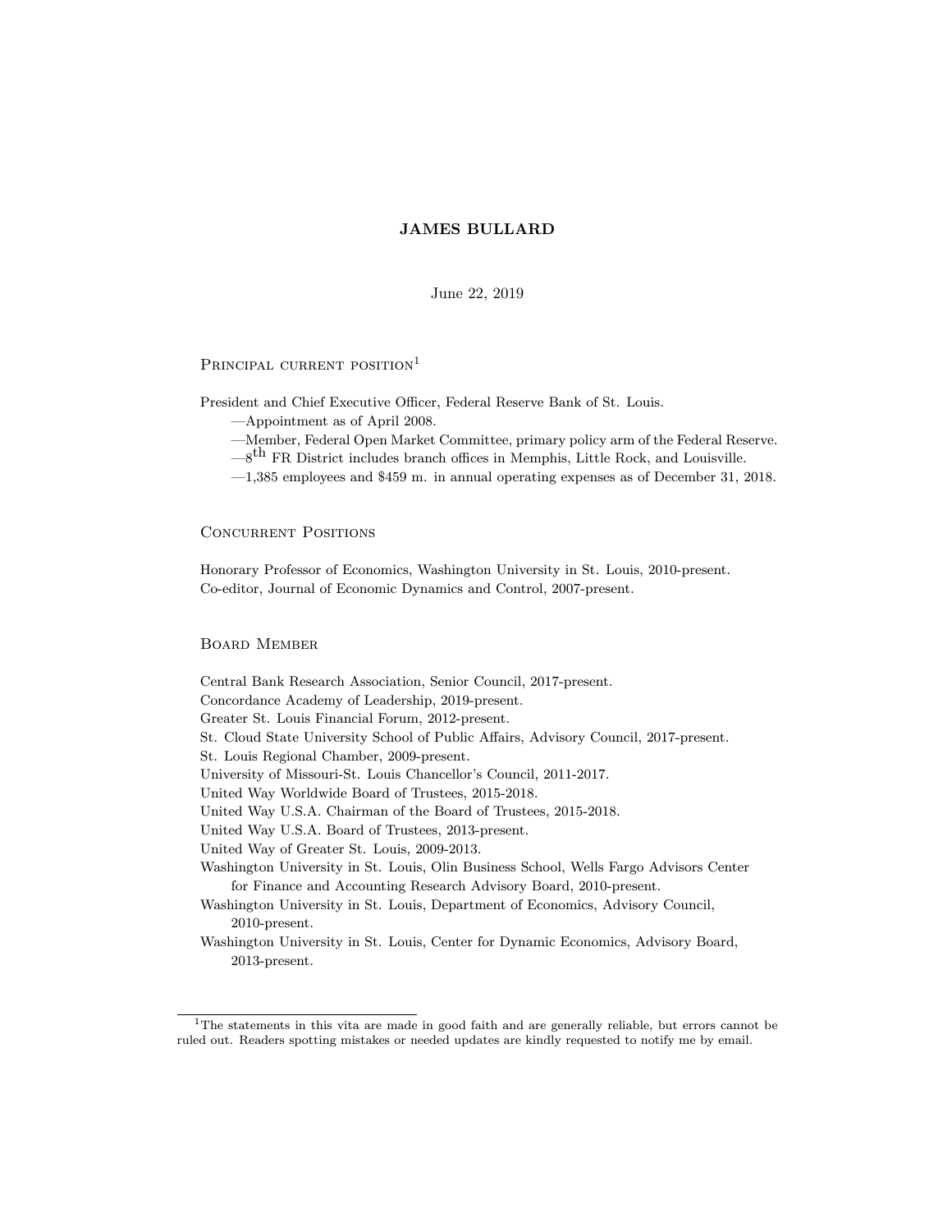# JAMES BULLARD

June 22, 2019

## Principal current position[1]

President and Chief Executive Officer, Federal Reserve Bank of St. Louis.

—Appointment as of April 2008.
—Member, Federal Open Market Committee, primary policy arm of the Federal Reserve.
—8th FR District includes branch offices in Memphis, Little Rock, and Louisville.
—1,385 employees and $459 m. in annual operating expenses as of December 31, 2018.

## Concurrent Positions

Honorary Professor of Economics, Washington University in St. Louis, 2010-present.
Co-editor, Journal of Economic Dynamics and Control, 2007-present.

## Board Member

Central Bank Research Association, Senior Council, 2017-present.
Concordance Academy of Leadership, 2019-present.
Greater St. Louis Financial Forum, 2012-present.
St. Cloud State University School of Public Affairs, Advisory Council, 2017-present.
St. Louis Regional Chamber, 2009-present.
University of Missouri-St. Louis Chancellor's Council, 2011-2017.
United Way Worldwide Board of Trustees, 2015-2018.
United Way U.S.A. Chairman of the Board of Trustees, 2015-2018.
United Way U.S.A. Board of Trustees, 2013-present.
United Way of Greater St. Louis, 2009-2013.
Washington University in St. Louis, Olin Business School, Wells Fargo Advisors Center for Finance and Accounting Research Advisory Board, 2010-present.
Washington University in St. Louis, Department of Economics, Advisory Council, 2010-present.
Washington University in St. Louis, Center for Dynamic Economics, Advisory Board, 2013-present.

[1] The statements in this vita are made in good faith and are generally reliable, but errors cannot be ruled out. Readers spotting mistakes or needed updates are kindly requested to notify me by email.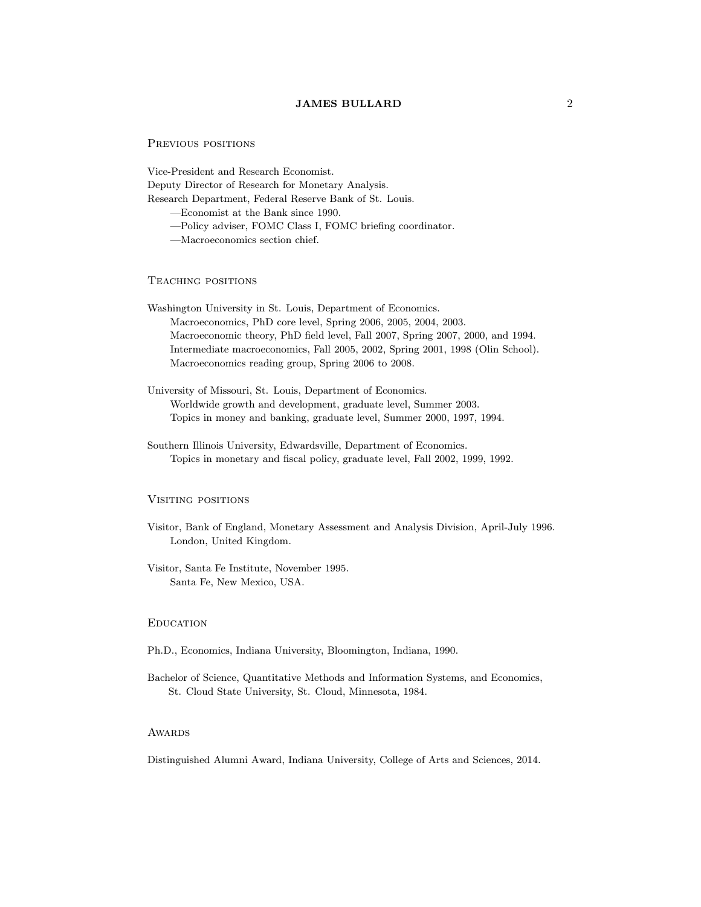## Previous positions

Vice-President and Research Economist.
Deputy Director of Research for Monetary Analysis.
Research Department, Federal Reserve Bank of St. Louis.
—Economist at the Bank since 1990.
—Policy adviser, FOMC Class I, FOMC briefing coordinator.
—Macroeconomics section chief.

## Teaching positions

Washington University in St. Louis, Department of Economics.
Macroeconomics, PhD core level, Spring 2006, 2005, 2004, 2003.
Macroeconomic theory, PhD field level, Fall 2007, Spring 2007, 2000, and 1994.
Intermediate macroeconomics, Fall 2005, 2002, Spring 2001, 1998 (Olin School).
Macroeconomics reading group, Spring 2006 to 2008.

University of Missouri, St. Louis, Department of Economics.
Worldwide growth and development, graduate level, Summer 2003.
Topics in money and banking, graduate level, Summer 2000, 1997, 1994.

Southern Illinois University, Edwardsville, Department of Economics.
Topics in monetary and fiscal policy, graduate level, Fall 2002, 1999, 1992.

## Visiting positions

Visitor, Bank of England, Monetary Assessment and Analysis Division, April-July 1996.
London, United Kingdom.

Visitor, Santa Fe Institute, November 1995.
Santa Fe, New Mexico, USA.

## Education

Ph.D., Economics, Indiana University, Bloomington, Indiana, 1990.

Bachelor of Science, Quantitative Methods and Information Systems, and Economics,
St. Cloud State University, St. Cloud, Minnesota, 1984.

## Awards

Distinguished Alumni Award, Indiana University, College of Arts and Sciences, 2014.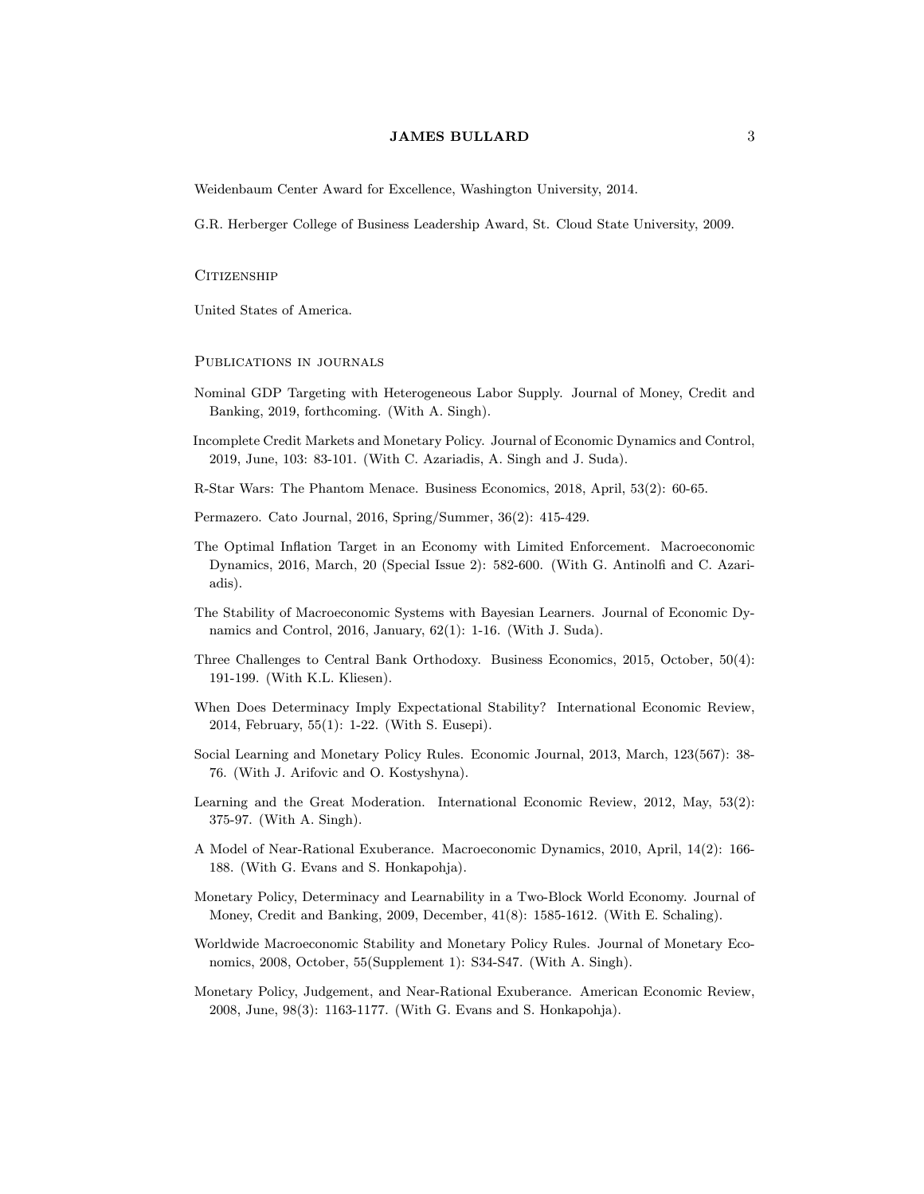Weidenbaum Center Award for Excellence, Washington University, 2014.

G.R. Herberger College of Business Leadership Award, St. Cloud State University, 2009.

## Citizenship

United States of America.

## Publications in journals

Nominal GDP Targeting with Heterogeneous Labor Supply. Journal of Money, Credit and Banking, 2019, forthcoming. (With A. Singh).

Incomplete Credit Markets and Monetary Policy. Journal of Economic Dynamics and Control, 2019, June, 103: 83-101. (With C. Azariadis, A. Singh and J. Suda).

R-Star Wars: The Phantom Menace. Business Economics, 2018, April, 53(2): 60-65.

Permazero. Cato Journal, 2016, Spring/Summer, 36(2): 415-429.

The Optimal Inflation Target in an Economy with Limited Enforcement. Macroeconomic Dynamics, 2016, March, 20 (Special Issue 2): 582-600. (With G. Antinolfi and C. Azariadis).

The Stability of Macroeconomic Systems with Bayesian Learners. Journal of Economic Dynamics and Control, 2016, January, 62(1): 1-16. (With J. Suda).

Three Challenges to Central Bank Orthodoxy. Business Economics, 2015, October, 50(4): 191-199. (With K.L. Kliesen).

When Does Determinacy Imply Expectational Stability? International Economic Review, 2014, February, 55(1): 1-22. (With S. Eusepi).

Social Learning and Monetary Policy Rules. Economic Journal, 2013, March, 123(567): 38-76. (With J. Arifovic and O. Kostyshyna).

Learning and the Great Moderation. International Economic Review, 2012, May, 53(2): 375-97. (With A. Singh).

A Model of Near-Rational Exuberance. Macroeconomic Dynamics, 2010, April, 14(2): 166-188. (With G. Evans and S. Honkapohja).

Monetary Policy, Determinacy and Learnability in a Two-Block World Economy. Journal of Money, Credit and Banking, 2009, December, 41(8): 1585-1612. (With E. Schaling).

Worldwide Macroeconomic Stability and Monetary Policy Rules. Journal of Monetary Economics, 2008, October, 55(Supplement 1): S34-S47. (With A. Singh).

Monetary Policy, Judgement, and Near-Rational Exuberance. American Economic Review, 2008, June, 98(3): 1163-1177. (With G. Evans and S. Honkapohja).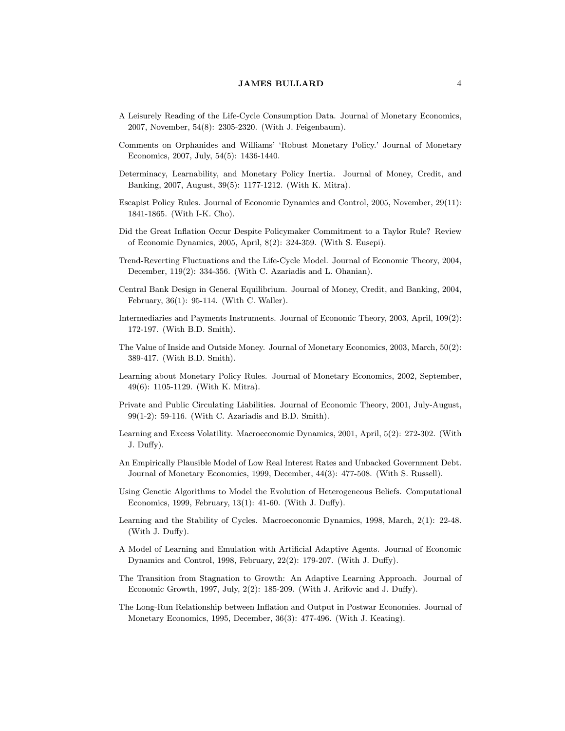A Leisurely Reading of the Life-Cycle Consumption Data. Journal of Monetary Economics, 2007, November, 54(8): 2305-2320. (With J. Feigenbaum).

Comments on Orphanides and Williams' 'Robust Monetary Policy.' Journal of Monetary Economics, 2007, July, 54(5): 1436-1440.

Determinacy, Learnability, and Monetary Policy Inertia. Journal of Money, Credit, and Banking, 2007, August, 39(5): 1177-1212. (With K. Mitra).

Escapist Policy Rules. Journal of Economic Dynamics and Control, 2005, November, 29(11): 1841-1865. (With I-K. Cho).

Did the Great Inflation Occur Despite Policymaker Commitment to a Taylor Rule? Review of Economic Dynamics, 2005, April, 8(2): 324-359. (With S. Eusepi).

Trend-Reverting Fluctuations and the Life-Cycle Model. Journal of Economic Theory, 2004, December, 119(2): 334-356. (With C. Azariadis and L. Ohanian).

Central Bank Design in General Equilibrium. Journal of Money, Credit, and Banking, 2004, February, 36(1): 95-114. (With C. Waller).

Intermediaries and Payments Instruments. Journal of Economic Theory, 2003, April, 109(2): 172-197. (With B.D. Smith).

The Value of Inside and Outside Money. Journal of Monetary Economics, 2003, March, 50(2): 389-417. (With B.D. Smith).

Learning about Monetary Policy Rules. Journal of Monetary Economics, 2002, September, 49(6): 1105-1129. (With K. Mitra).

Private and Public Circulating Liabilities. Journal of Economic Theory, 2001, July-August, 99(1-2): 59-116. (With C. Azariadis and B.D. Smith).

Learning and Excess Volatility. Macroeconomic Dynamics, 2001, April, 5(2): 272-302. (With J. Duffy).

An Empirically Plausible Model of Low Real Interest Rates and Unbacked Government Debt. Journal of Monetary Economics, 1999, December, 44(3): 477-508. (With S. Russell).

Using Genetic Algorithms to Model the Evolution of Heterogeneous Beliefs. Computational Economics, 1999, February, 13(1): 41-60. (With J. Duffy).

Learning and the Stability of Cycles. Macroeconomic Dynamics, 1998, March, 2(1): 22-48. (With J. Duffy).

A Model of Learning and Emulation with Artificial Adaptive Agents. Journal of Economic Dynamics and Control, 1998, February, 22(2): 179-207. (With J. Duffy).

The Transition from Stagnation to Growth: An Adaptive Learning Approach. Journal of Economic Growth, 1997, July, 2(2): 185-209. (With J. Arifovic and J. Duffy).

The Long-Run Relationship between Inflation and Output in Postwar Economies. Journal of Monetary Economics, 1995, December, 36(3): 477-496. (With J. Keating).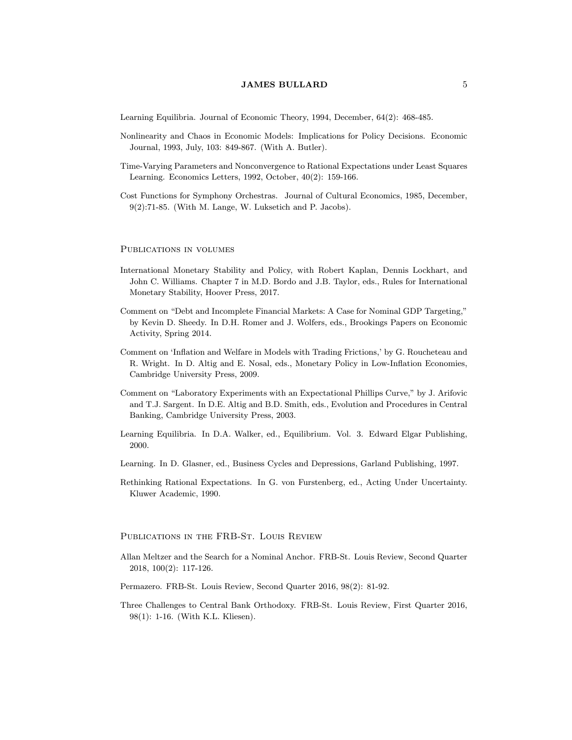Learning Equilibria. Journal of Economic Theory, 1994, December, 64(2): 468-485.

Nonlinearity and Chaos in Economic Models: Implications for Policy Decisions. Economic Journal, 1993, July, 103: 849-867. (With A. Butler).

Time-Varying Parameters and Nonconvergence to Rational Expectations under Least Squares Learning. Economics Letters, 1992, October, 40(2): 159-166.

Cost Functions for Symphony Orchestras. Journal of Cultural Economics, 1985, December, 9(2):71-85. (With M. Lange, W. Luksetich and P. Jacobs).

## Publications in volumes

International Monetary Stability and Policy, with Robert Kaplan, Dennis Lockhart, and John C. Williams. Chapter 7 in M.D. Bordo and J.B. Taylor, eds., Rules for International Monetary Stability, Hoover Press, 2017.

Comment on "Debt and Incomplete Financial Markets: A Case for Nominal GDP Targeting," by Kevin D. Sheedy. In D.H. Romer and J. Wolfers, eds., Brookings Papers on Economic Activity, Spring 2014.

Comment on 'Inflation and Welfare in Models with Trading Frictions,' by G. Roucheteau and R. Wright. In D. Altig and E. Nosal, eds., Monetary Policy in Low-Inflation Economies, Cambridge University Press, 2009.

Comment on "Laboratory Experiments with an Expectational Phillips Curve," by J. Arifovic and T.J. Sargent. In D.E. Altig and B.D. Smith, eds., Evolution and Procedures in Central Banking, Cambridge University Press, 2003.

Learning Equilibria. In D.A. Walker, ed., Equilibrium. Vol. 3. Edward Elgar Publishing, 2000.

Learning. In D. Glasner, ed., Business Cycles and Depressions, Garland Publishing, 1997.

Rethinking Rational Expectations. In G. von Furstenberg, ed., Acting Under Uncertainty. Kluwer Academic, 1990.

## Publications in the FRB-St. Louis Review

Allan Meltzer and the Search for a Nominal Anchor. FRB-St. Louis Review, Second Quarter 2018, 100(2): 117-126.

Permazero. FRB-St. Louis Review, Second Quarter 2016, 98(2): 81-92.

Three Challenges to Central Bank Orthodoxy. FRB-St. Louis Review, First Quarter 2016, 98(1): 1-16. (With K.L. Kliesen).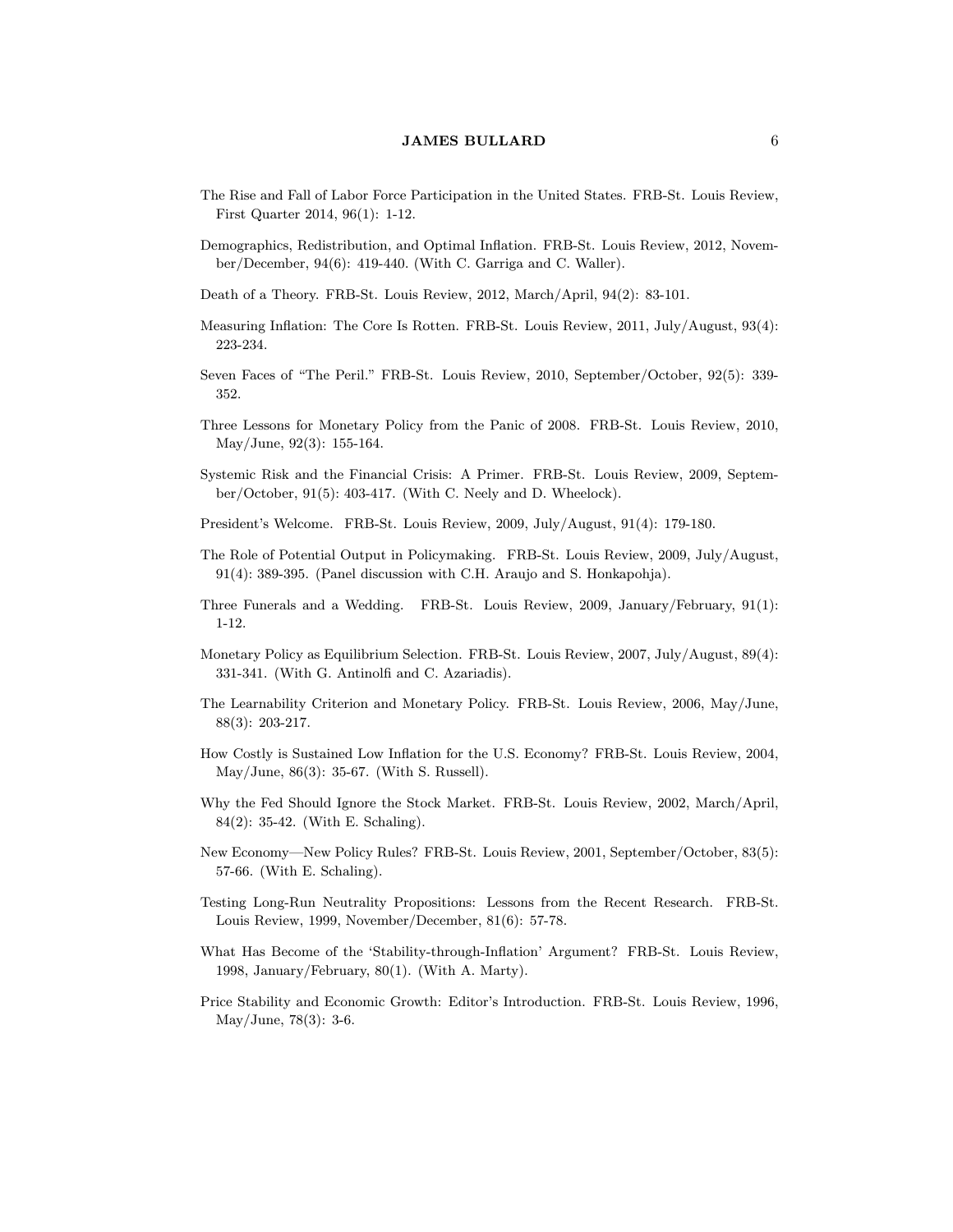The Rise and Fall of Labor Force Participation in the United States. FRB-St. Louis Review, First Quarter 2014, 96(1): 1-12.

Demographics, Redistribution, and Optimal Inflation. FRB-St. Louis Review, 2012, November/December, 94(6): 419-440. (With C. Garriga and C. Waller).

Death of a Theory. FRB-St. Louis Review, 2012, March/April, 94(2): 83-101.

Measuring Inflation: The Core Is Rotten. FRB-St. Louis Review, 2011, July/August, 93(4): 223-234.

Seven Faces of "The Peril." FRB-St. Louis Review, 2010, September/October, 92(5): 339-352.

Three Lessons for Monetary Policy from the Panic of 2008. FRB-St. Louis Review, 2010, May/June, 92(3): 155-164.

Systemic Risk and the Financial Crisis: A Primer. FRB-St. Louis Review, 2009, September/October, 91(5): 403-417. (With C. Neely and D. Wheelock).

President's Welcome. FRB-St. Louis Review, 2009, July/August, 91(4): 179-180.

The Role of Potential Output in Policymaking. FRB-St. Louis Review, 2009, July/August, 91(4): 389-395. (Panel discussion with C.H. Araujo and S. Honkapohja).

Three Funerals and a Wedding. FRB-St. Louis Review, 2009, January/February, 91(1): 1-12.

Monetary Policy as Equilibrium Selection. FRB-St. Louis Review, 2007, July/August, 89(4): 331-341. (With G. Antinolfi and C. Azariadis).

The Learnability Criterion and Monetary Policy. FRB-St. Louis Review, 2006, May/June, 88(3): 203-217.

How Costly is Sustained Low Inflation for the U.S. Economy? FRB-St. Louis Review, 2004, May/June, 86(3): 35-67. (With S. Russell).

Why the Fed Should Ignore the Stock Market. FRB-St. Louis Review, 2002, March/April, 84(2): 35-42. (With E. Schaling).

New Economy—New Policy Rules? FRB-St. Louis Review, 2001, September/October, 83(5): 57-66. (With E. Schaling).

Testing Long-Run Neutrality Propositions: Lessons from the Recent Research. FRB-St. Louis Review, 1999, November/December, 81(6): 57-78.

What Has Become of the 'Stability-through-Inflation' Argument? FRB-St. Louis Review, 1998, January/February, 80(1). (With A. Marty).

Price Stability and Economic Growth: Editor's Introduction. FRB-St. Louis Review, 1996, May/June, 78(3): 3-6.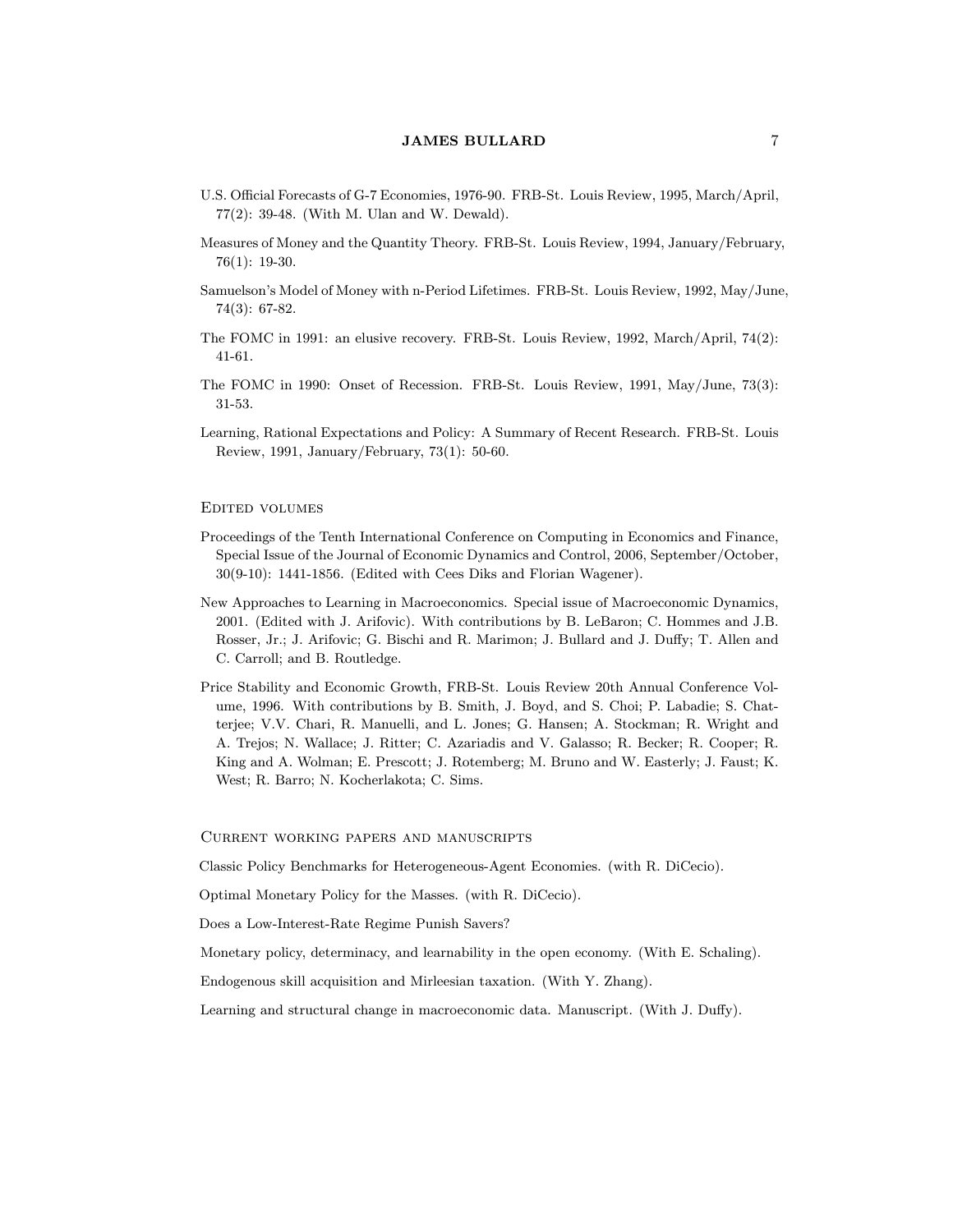U.S. Official Forecasts of G-7 Economies, 1976-90. FRB-St. Louis Review, 1995, March/April, 77(2): 39-48. (With M. Ulan and W. Dewald).

Measures of Money and the Quantity Theory. FRB-St. Louis Review, 1994, January/February, 76(1): 19-30.

Samuelson's Model of Money with n-Period Lifetimes. FRB-St. Louis Review, 1992, May/June, 74(3): 67-82.

The FOMC in 1991: an elusive recovery. FRB-St. Louis Review, 1992, March/April, 74(2): 41-61.

The FOMC in 1990: Onset of Recession. FRB-St. Louis Review, 1991, May/June, 73(3): 31-53.

Learning, Rational Expectations and Policy: A Summary of Recent Research. FRB-St. Louis Review, 1991, January/February, 73(1): 50-60.

## Edited volumes

Proceedings of the Tenth International Conference on Computing in Economics and Finance, Special Issue of the Journal of Economic Dynamics and Control, 2006, September/October, 30(9-10): 1441-1856. (Edited with Cees Diks and Florian Wagener).

New Approaches to Learning in Macroeconomics. Special issue of Macroeconomic Dynamics, 2001. (Edited with J. Arifovic). With contributions by B. LeBaron; C. Hommes and J.B. Rosser, Jr.; J. Arifovic; G. Bischi and R. Marimon; J. Bullard and J. Duffy; T. Allen and C. Carroll; and B. Routledge.

Price Stability and Economic Growth, FRB-St. Louis Review 20th Annual Conference Volume, 1996. With contributions by B. Smith, J. Boyd, and S. Choi; P. Labadie; S. Chatterjee; V.V. Chari, R. Manuelli, and L. Jones; G. Hansen; A. Stockman; R. Wright and A. Trejos; N. Wallace; J. Ritter; C. Azariadis and V. Galasso; R. Becker; R. Cooper; R. King and A. Wolman; E. Prescott; J. Rotemberg; M. Bruno and W. Easterly; J. Faust; K. West; R. Barro; N. Kocherlakota; C. Sims.

## Current working papers and manuscripts

Classic Policy Benchmarks for Heterogeneous-Agent Economies. (with R. DiCecio).

Optimal Monetary Policy for the Masses. (with R. DiCecio).

Does a Low-Interest-Rate Regime Punish Savers?

Monetary policy, determinacy, and learnability in the open economy. (With E. Schaling).

Endogenous skill acquisition and Mirleesian taxation. (With Y. Zhang).

Learning and structural change in macroeconomic data. Manuscript. (With J. Duffy).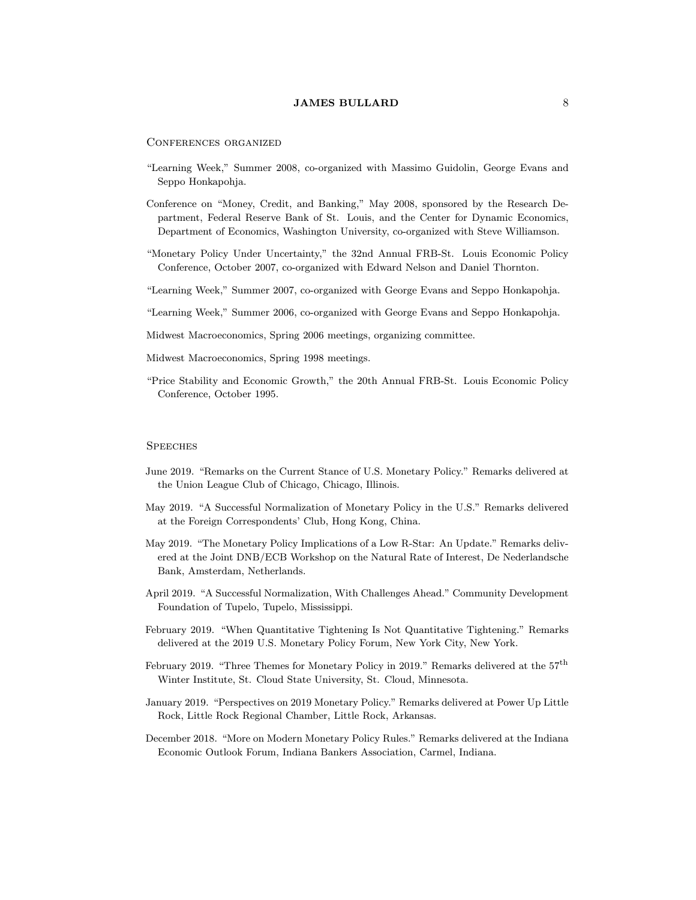## Conferences organized

"Learning Week," Summer 2008, co-organized with Massimo Guidolin, George Evans and Seppo Honkapohja.

Conference on "Money, Credit, and Banking," May 2008, sponsored by the Research Department, Federal Reserve Bank of St. Louis, and the Center for Dynamic Economics, Department of Economics, Washington University, co-organized with Steve Williamson.

"Monetary Policy Under Uncertainty," the 32nd Annual FRB-St. Louis Economic Policy Conference, October 2007, co-organized with Edward Nelson and Daniel Thornton.

"Learning Week," Summer 2007, co-organized with George Evans and Seppo Honkapohja.

"Learning Week," Summer 2006, co-organized with George Evans and Seppo Honkapohja.

Midwest Macroeconomics, Spring 2006 meetings, organizing committee.

Midwest Macroeconomics, Spring 1998 meetings.

"Price Stability and Economic Growth," the 20th Annual FRB-St. Louis Economic Policy Conference, October 1995.

## Speeches

June 2019. "Remarks on the Current Stance of U.S. Monetary Policy." Remarks delivered at the Union League Club of Chicago, Chicago, Illinois.

May 2019. "A Successful Normalization of Monetary Policy in the U.S." Remarks delivered at the Foreign Correspondents' Club, Hong Kong, China.

May 2019. "The Monetary Policy Implications of a Low R-Star: An Update." Remarks delivered at the Joint DNB/ECB Workshop on the Natural Rate of Interest, De Nederlandsche Bank, Amsterdam, Netherlands.

April 2019. "A Successful Normalization, With Challenges Ahead." Community Development Foundation of Tupelo, Tupelo, Mississippi.

February 2019. "When Quantitative Tightening Is Not Quantitative Tightening." Remarks delivered at the 2019 U.S. Monetary Policy Forum, New York City, New York.

February 2019. "Three Themes for Monetary Policy in 2019." Remarks delivered at the 57th Winter Institute, St. Cloud State University, St. Cloud, Minnesota.

January 2019. "Perspectives on 2019 Monetary Policy." Remarks delivered at Power Up Little Rock, Little Rock Regional Chamber, Little Rock, Arkansas.

December 2018. "More on Modern Monetary Policy Rules." Remarks delivered at the Indiana Economic Outlook Forum, Indiana Bankers Association, Carmel, Indiana.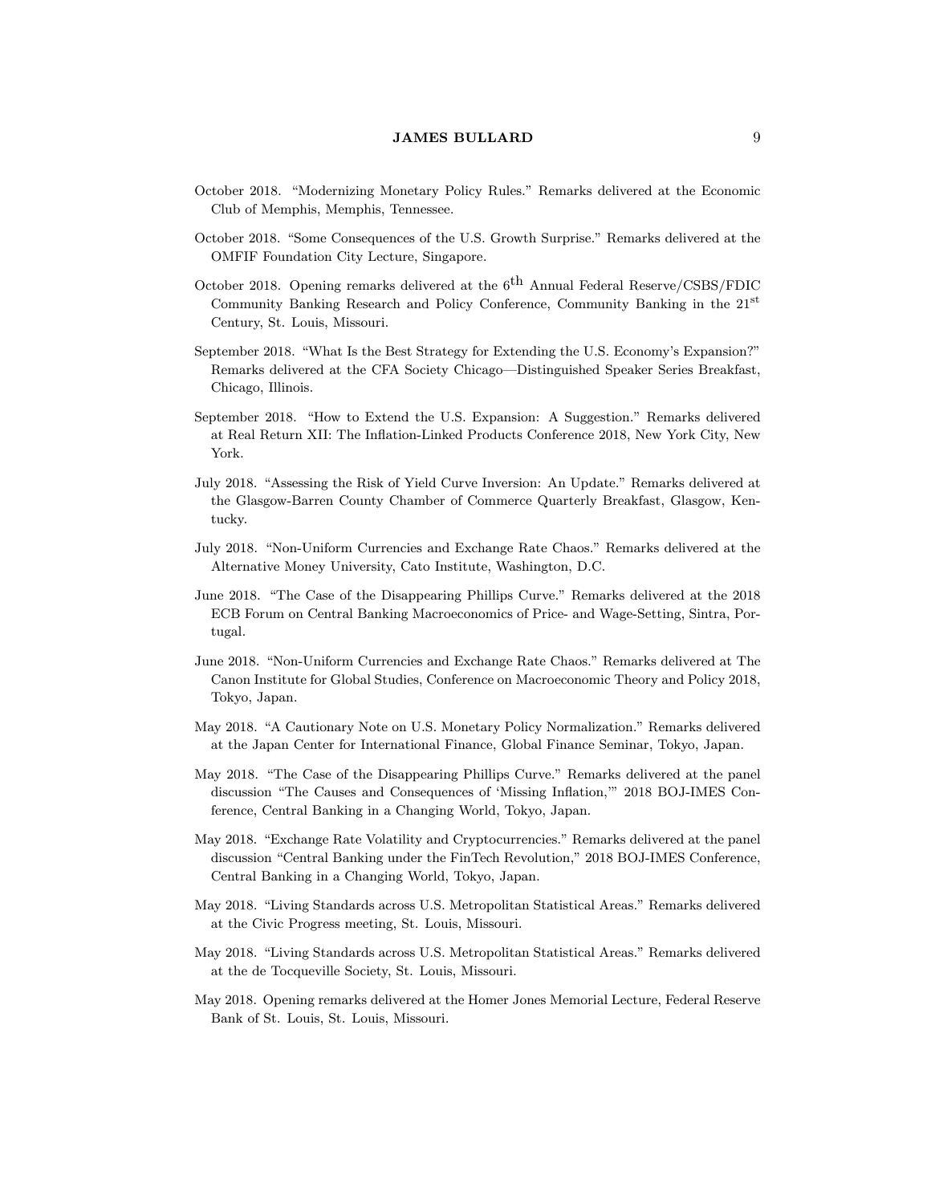October 2018. "Modernizing Monetary Policy Rules." Remarks delivered at the Economic Club of Memphis, Memphis, Tennessee.

October 2018. "Some Consequences of the U.S. Growth Surprise." Remarks delivered at the OMFIF Foundation City Lecture, Singapore.

October 2018. Opening remarks delivered at the $6^{\text{th}}$ Annual Federal Reserve/CSBS/FDIC Community Banking Research and Policy Conference, Community Banking in the $21^{\text{st}}$ Century, St. Louis, Missouri.

September 2018. "What Is the Best Strategy for Extending the U.S. Economy's Expansion?" Remarks delivered at the CFA Society Chicago—Distinguished Speaker Series Breakfast, Chicago, Illinois.

September 2018. "How to Extend the U.S. Expansion: A Suggestion." Remarks delivered at Real Return XII: The Inflation-Linked Products Conference 2018, New York City, New York.

July 2018. "Assessing the Risk of Yield Curve Inversion: An Update." Remarks delivered at the Glasgow-Barren County Chamber of Commerce Quarterly Breakfast, Glasgow, Kentucky.

July 2018. "Non-Uniform Currencies and Exchange Rate Chaos." Remarks delivered at the Alternative Money University, Cato Institute, Washington, D.C.

June 2018. "The Case of the Disappearing Phillips Curve." Remarks delivered at the 2018 ECB Forum on Central Banking Macroeconomics of Price- and Wage-Setting, Sintra, Portugal.

June 2018. "Non-Uniform Currencies and Exchange Rate Chaos." Remarks delivered at The Canon Institute for Global Studies, Conference on Macroeconomic Theory and Policy 2018, Tokyo, Japan.

May 2018. "A Cautionary Note on U.S. Monetary Policy Normalization." Remarks delivered at the Japan Center for International Finance, Global Finance Seminar, Tokyo, Japan.

May 2018. "The Case of the Disappearing Phillips Curve." Remarks delivered at the panel discussion "The Causes and Consequences of 'Missing Inflation,'" 2018 BOJ-IMES Conference, Central Banking in a Changing World, Tokyo, Japan.

May 2018. "Exchange Rate Volatility and Cryptocurrencies." Remarks delivered at the panel discussion "Central Banking under the FinTech Revolution," 2018 BOJ-IMES Conference, Central Banking in a Changing World, Tokyo, Japan.

May 2018. "Living Standards across U.S. Metropolitan Statistical Areas." Remarks delivered at the Civic Progress meeting, St. Louis, Missouri.

May 2018. "Living Standards across U.S. Metropolitan Statistical Areas." Remarks delivered at the de Tocqueville Society, St. Louis, Missouri.

May 2018. Opening remarks delivered at the Homer Jones Memorial Lecture, Federal Reserve Bank of St. Louis, St. Louis, Missouri.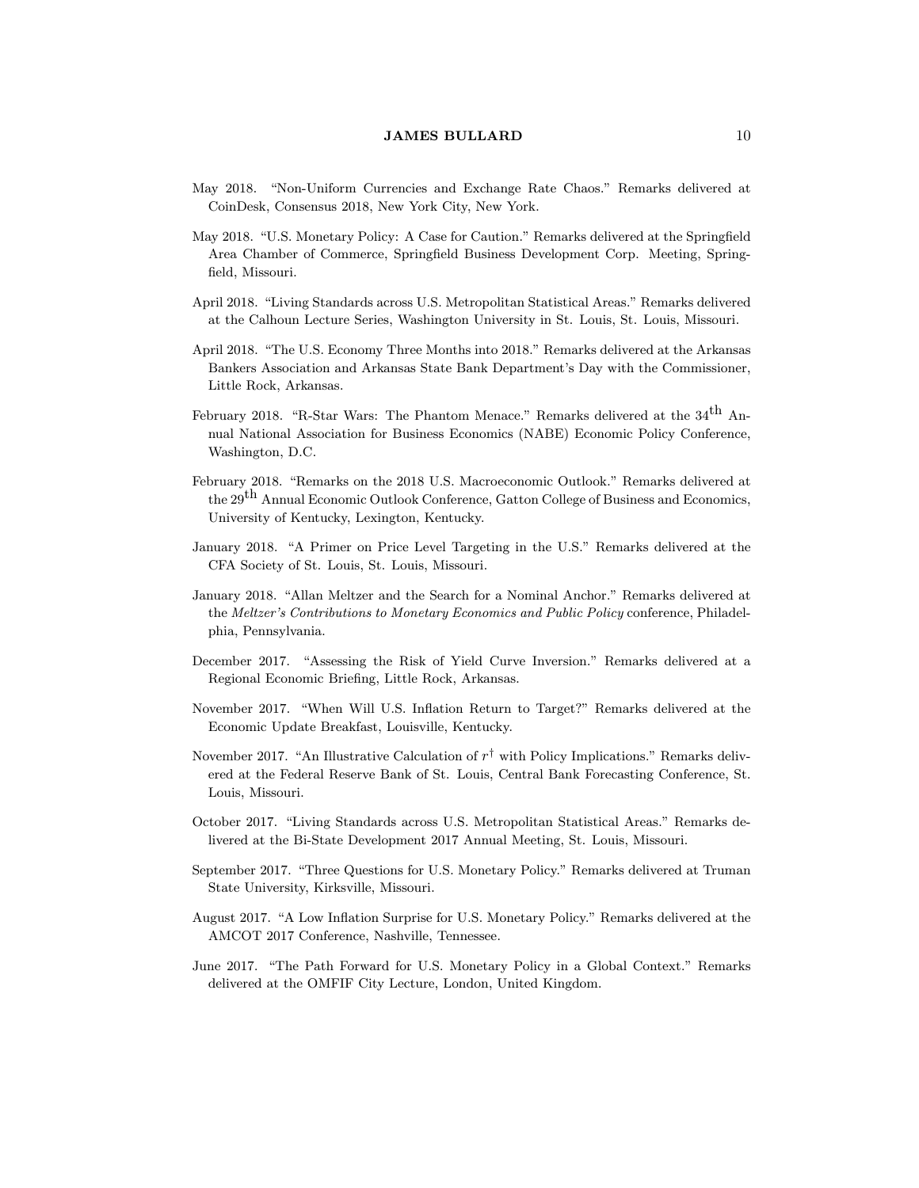May 2018. "Non-Uniform Currencies and Exchange Rate Chaos." Remarks delivered at CoinDesk, Consensus 2018, New York City, New York.

May 2018. "U.S. Monetary Policy: A Case for Caution." Remarks delivered at the Springfield Area Chamber of Commerce, Springfield Business Development Corp. Meeting, Springfield, Missouri.

April 2018. "Living Standards across U.S. Metropolitan Statistical Areas." Remarks delivered at the Calhoun Lecture Series, Washington University in St. Louis, St. Louis, Missouri.

April 2018. "The U.S. Economy Three Months into 2018." Remarks delivered at the Arkansas Bankers Association and Arkansas State Bank Department's Day with the Commissioner, Little Rock, Arkansas.

February 2018. "R-Star Wars: The Phantom Menace." Remarks delivered at the 34th Annual National Association for Business Economics (NABE) Economic Policy Conference, Washington, D.C.

February 2018. "Remarks on the 2018 U.S. Macroeconomic Outlook." Remarks delivered at the 29th Annual Economic Outlook Conference, Gatton College of Business and Economics, University of Kentucky, Lexington, Kentucky.

January 2018. "A Primer on Price Level Targeting in the U.S." Remarks delivered at the CFA Society of St. Louis, St. Louis, Missouri.

January 2018. "Allan Meltzer and the Search for a Nominal Anchor." Remarks delivered at the *Meltzer's Contributions to Monetary Economics and Public Policy* conference, Philadelphia, Pennsylvania.

December 2017. "Assessing the Risk of Yield Curve Inversion." Remarks delivered at a Regional Economic Briefing, Little Rock, Arkansas.

November 2017. "When Will U.S. Inflation Return to Target?" Remarks delivered at the Economic Update Breakfast, Louisville, Kentucky.

November 2017. "An Illustrative Calculation of $r^{\dagger}$ with Policy Implications." Remarks delivered at the Federal Reserve Bank of St. Louis, Central Bank Forecasting Conference, St. Louis, Missouri.

October 2017. "Living Standards across U.S. Metropolitan Statistical Areas." Remarks delivered at the Bi-State Development 2017 Annual Meeting, St. Louis, Missouri.

September 2017. "Three Questions for U.S. Monetary Policy." Remarks delivered at Truman State University, Kirksville, Missouri.

August 2017. "A Low Inflation Surprise for U.S. Monetary Policy." Remarks delivered at the AMCOT 2017 Conference, Nashville, Tennessee.

June 2017. "The Path Forward for U.S. Monetary Policy in a Global Context." Remarks delivered at the OMFIF City Lecture, London, United Kingdom.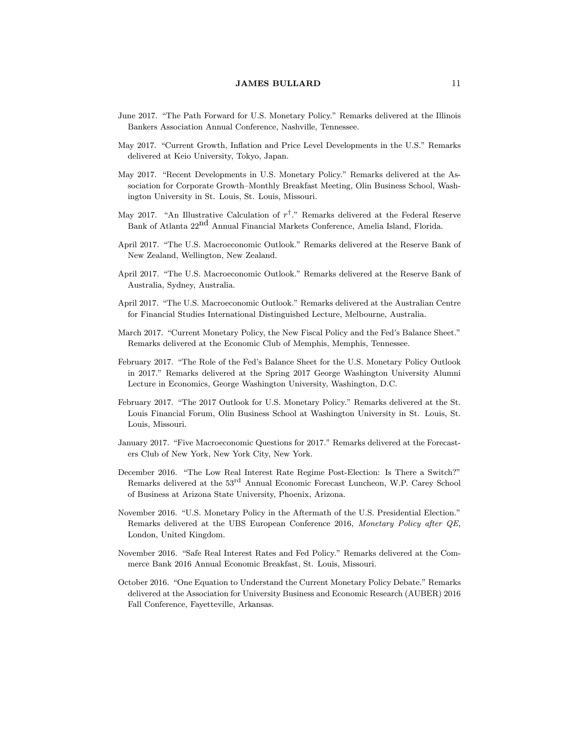June 2017. "The Path Forward for U.S. Monetary Policy." Remarks delivered at the Illinois Bankers Association Annual Conference, Nashville, Tennessee.

May 2017. "Current Growth, Inflation and Price Level Developments in the U.S." Remarks delivered at Keio University, Tokyo, Japan.

May 2017. "Recent Developments in U.S. Monetary Policy." Remarks delivered at the Association for Corporate Growth–Monthly Breakfast Meeting, Olin Business School, Washington University in St. Louis, St. Louis, Missouri.

May 2017. "An Illustrative Calculation of $r^{\dagger}$." Remarks delivered at the Federal Reserve Bank of Atlanta 22nd Annual Financial Markets Conference, Amelia Island, Florida.

April 2017. "The U.S. Macroeconomic Outlook." Remarks delivered at the Reserve Bank of New Zealand, Wellington, New Zealand.

April 2017. "The U.S. Macroeconomic Outlook." Remarks delivered at the Reserve Bank of Australia, Sydney, Australia.

April 2017. "The U.S. Macroeconomic Outlook." Remarks delivered at the Australian Centre for Financial Studies International Distinguished Lecture, Melbourne, Australia.

March 2017. "Current Monetary Policy, the New Fiscal Policy and the Fed's Balance Sheet." Remarks delivered at the Economic Club of Memphis, Memphis, Tennessee.

February 2017. "The Role of the Fed's Balance Sheet for the U.S. Monetary Policy Outlook in 2017." Remarks delivered at the Spring 2017 George Washington University Alumni Lecture in Economics, George Washington University, Washington, D.C.

February 2017. "The 2017 Outlook for U.S. Monetary Policy." Remarks delivered at the St. Louis Financial Forum, Olin Business School at Washington University in St. Louis, St. Louis, Missouri.

January 2017. "Five Macroeconomic Questions for 2017." Remarks delivered at the Forecasters Club of New York, New York City, New York.

December 2016. "The Low Real Interest Rate Regime Post-Election: Is There a Switch?" Remarks delivered at the 53rd Annual Economic Forecast Luncheon, W.P. Carey School of Business at Arizona State University, Phoenix, Arizona.

November 2016. "U.S. Monetary Policy in the Aftermath of the U.S. Presidential Election." Remarks delivered at the UBS European Conference 2016, *Monetary Policy after QE,* London, United Kingdom.

November 2016. "Safe Real Interest Rates and Fed Policy." Remarks delivered at the Commerce Bank 2016 Annual Economic Breakfast, St. Louis, Missouri.

October 2016. "One Equation to Understand the Current Monetary Policy Debate." Remarks delivered at the Association for University Business and Economic Research (AUBER) 2016 Fall Conference, Fayetteville, Arkansas.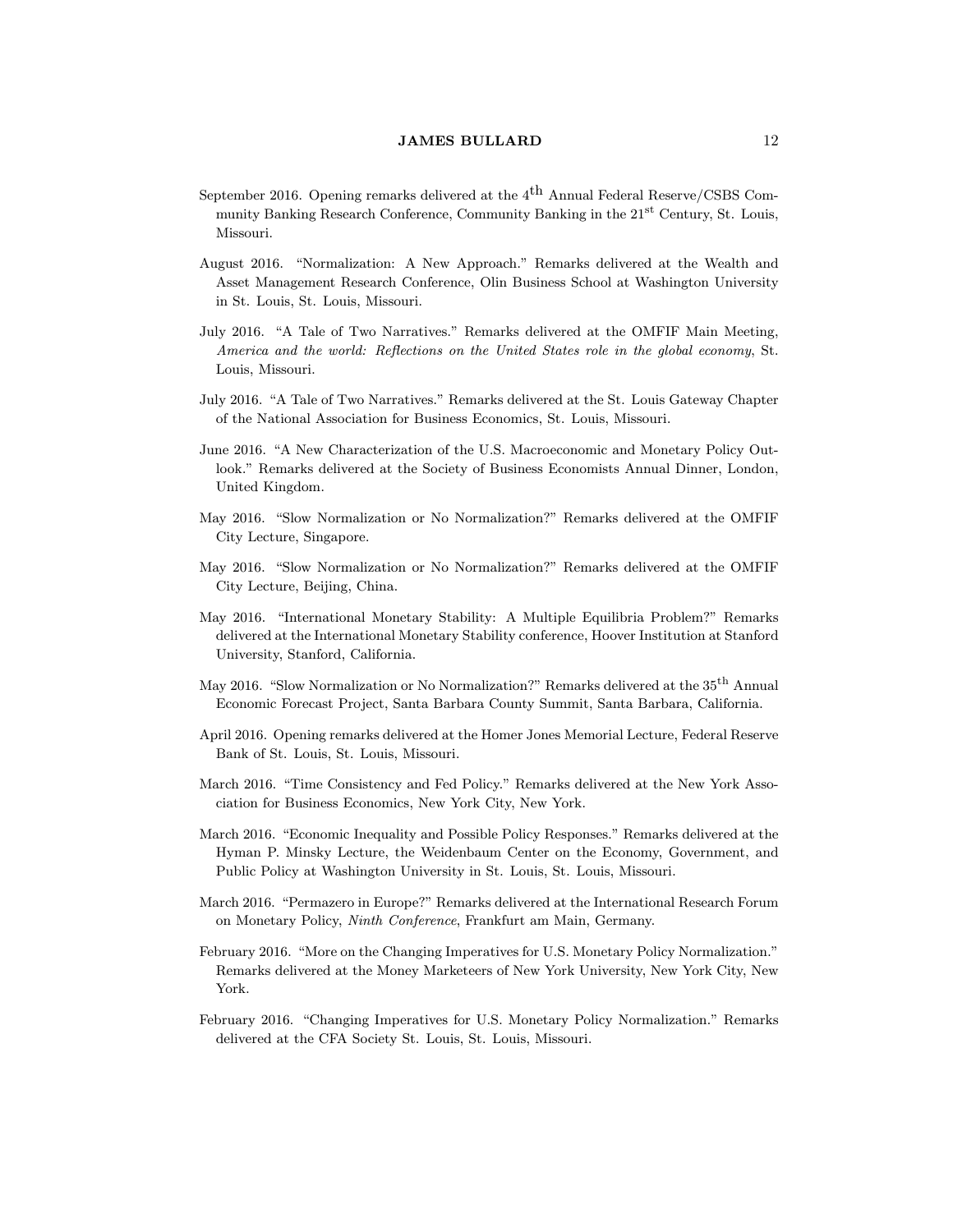September 2016. Opening remarks delivered at the 4th Annual Federal Reserve/CSBS Community Banking Research Conference, Community Banking in the 21st Century, St. Louis, Missouri.

August 2016. "Normalization: A New Approach." Remarks delivered at the Wealth and Asset Management Research Conference, Olin Business School at Washington University in St. Louis, St. Louis, Missouri.

July 2016. "A Tale of Two Narratives." Remarks delivered at the OMFIF Main Meeting, *America and the world: Reflections on the United States role in the global economy*, St. Louis, Missouri.

July 2016. "A Tale of Two Narratives." Remarks delivered at the St. Louis Gateway Chapter of the National Association for Business Economics, St. Louis, Missouri.

June 2016. "A New Characterization of the U.S. Macroeconomic and Monetary Policy Outlook." Remarks delivered at the Society of Business Economists Annual Dinner, London, United Kingdom.

May 2016. "Slow Normalization or No Normalization?" Remarks delivered at the OMFIF City Lecture, Singapore.

May 2016. "Slow Normalization or No Normalization?" Remarks delivered at the OMFIF City Lecture, Beijing, China.

May 2016. "International Monetary Stability: A Multiple Equilibria Problem?" Remarks delivered at the International Monetary Stability conference, Hoover Institution at Stanford University, Stanford, California.

May 2016. "Slow Normalization or No Normalization?" Remarks delivered at the 35th Annual Economic Forecast Project, Santa Barbara County Summit, Santa Barbara, California.

April 2016. Opening remarks delivered at the Homer Jones Memorial Lecture, Federal Reserve Bank of St. Louis, St. Louis, Missouri.

March 2016. "Time Consistency and Fed Policy." Remarks delivered at the New York Association for Business Economics, New York City, New York.

March 2016. "Economic Inequality and Possible Policy Responses." Remarks delivered at the Hyman P. Minsky Lecture, the Weidenbaum Center on the Economy, Government, and Public Policy at Washington University in St. Louis, St. Louis, Missouri.

March 2016. "Permazero in Europe?" Remarks delivered at the International Research Forum on Monetary Policy, *Ninth Conference*, Frankfurt am Main, Germany.

February 2016. "More on the Changing Imperatives for U.S. Monetary Policy Normalization." Remarks delivered at the Money Marketeers of New York University, New York City, New York.

February 2016. "Changing Imperatives for U.S. Monetary Policy Normalization." Remarks delivered at the CFA Society St. Louis, St. Louis, Missouri.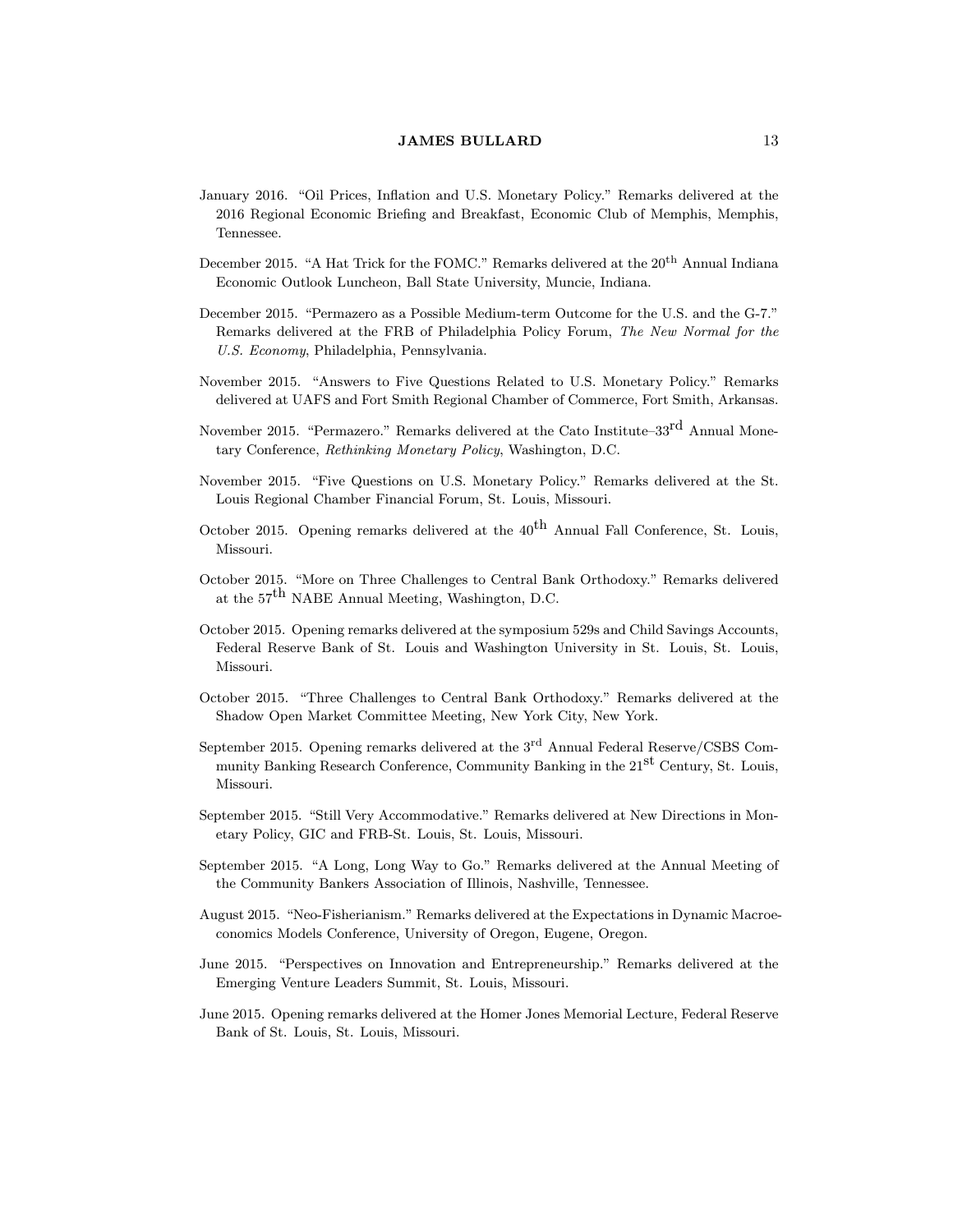January 2016. "Oil Prices, Inflation and U.S. Monetary Policy." Remarks delivered at the 2016 Regional Economic Briefing and Breakfast, Economic Club of Memphis, Memphis, Tennessee.

December 2015. "A Hat Trick for the FOMC." Remarks delivered at the 20th Annual Indiana Economic Outlook Luncheon, Ball State University, Muncie, Indiana.

December 2015. "Permazero as a Possible Medium-term Outcome for the U.S. and the G-7." Remarks delivered at the FRB of Philadelphia Policy Forum, *The New Normal for the U.S. Economy*, Philadelphia, Pennsylvania.

November 2015. "Answers to Five Questions Related to U.S. Monetary Policy." Remarks delivered at UAFS and Fort Smith Regional Chamber of Commerce, Fort Smith, Arkansas.

November 2015. "Permazero." Remarks delivered at the Cato Institute–33rd Annual Monetary Conference, *Rethinking Monetary Policy*, Washington, D.C.

November 2015. "Five Questions on U.S. Monetary Policy." Remarks delivered at the St. Louis Regional Chamber Financial Forum, St. Louis, Missouri.

October 2015. Opening remarks delivered at the 40th Annual Fall Conference, St. Louis, Missouri.

October 2015. "More on Three Challenges to Central Bank Orthodoxy." Remarks delivered at the 57th NABE Annual Meeting, Washington, D.C.

October 2015. Opening remarks delivered at the symposium 529s and Child Savings Accounts, Federal Reserve Bank of St. Louis and Washington University in St. Louis, St. Louis, Missouri.

October 2015. "Three Challenges to Central Bank Orthodoxy." Remarks delivered at the Shadow Open Market Committee Meeting, New York City, New York.

September 2015. Opening remarks delivered at the 3rd Annual Federal Reserve/CSBS Community Banking Research Conference, Community Banking in the 21st Century, St. Louis, Missouri.

September 2015. "Still Very Accommodative." Remarks delivered at New Directions in Monetary Policy, GIC and FRB-St. Louis, St. Louis, Missouri.

September 2015. "A Long, Long Way to Go." Remarks delivered at the Annual Meeting of the Community Bankers Association of Illinois, Nashville, Tennessee.

August 2015. "Neo-Fisherianism." Remarks delivered at the Expectations in Dynamic Macroeconomics Models Conference, University of Oregon, Eugene, Oregon.

June 2015. "Perspectives on Innovation and Entrepreneurship." Remarks delivered at the Emerging Venture Leaders Summit, St. Louis, Missouri.

June 2015. Opening remarks delivered at the Homer Jones Memorial Lecture, Federal Reserve Bank of St. Louis, St. Louis, Missouri.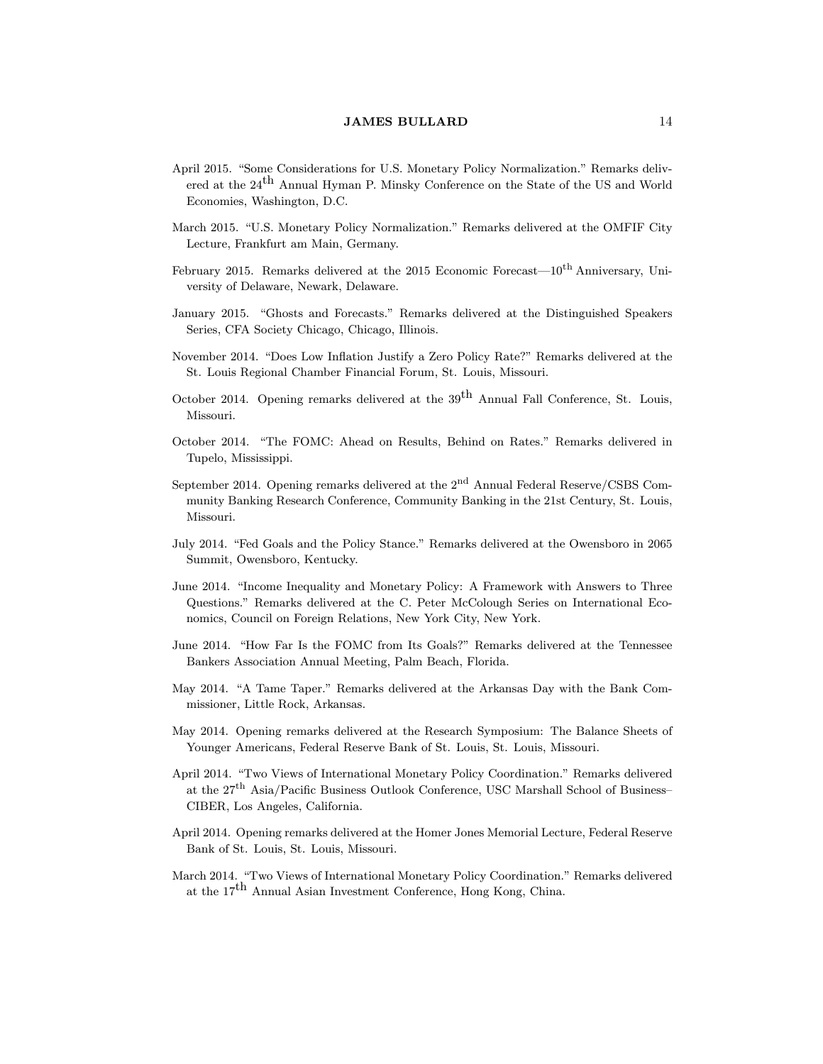April 2015. "Some Considerations for U.S. Monetary Policy Normalization." Remarks delivered at the 24th Annual Hyman P. Minsky Conference on the State of the US and World Economies, Washington, D.C.

March 2015. "U.S. Monetary Policy Normalization." Remarks delivered at the OMFIF City Lecture, Frankfurt am Main, Germany.

February 2015. Remarks delivered at the 2015 Economic Forecast—10th Anniversary, University of Delaware, Newark, Delaware.

January 2015. "Ghosts and Forecasts." Remarks delivered at the Distinguished Speakers Series, CFA Society Chicago, Chicago, Illinois.

November 2014. "Does Low Inflation Justify a Zero Policy Rate?" Remarks delivered at the St. Louis Regional Chamber Financial Forum, St. Louis, Missouri.

October 2014. Opening remarks delivered at the 39th Annual Fall Conference, St. Louis, Missouri.

October 2014. "The FOMC: Ahead on Results, Behind on Rates." Remarks delivered in Tupelo, Mississippi.

September 2014. Opening remarks delivered at the 2nd Annual Federal Reserve/CSBS Community Banking Research Conference, Community Banking in the 21st Century, St. Louis, Missouri.

July 2014. "Fed Goals and the Policy Stance." Remarks delivered at the Owensboro in 2065 Summit, Owensboro, Kentucky.

June 2014. "Income Inequality and Monetary Policy: A Framework with Answers to Three Questions." Remarks delivered at the C. Peter McColough Series on International Economics, Council on Foreign Relations, New York City, New York.

June 2014. "How Far Is the FOMC from Its Goals?" Remarks delivered at the Tennessee Bankers Association Annual Meeting, Palm Beach, Florida.

May 2014. "A Tame Taper." Remarks delivered at the Arkansas Day with the Bank Commissioner, Little Rock, Arkansas.

May 2014. Opening remarks delivered at the Research Symposium: The Balance Sheets of Younger Americans, Federal Reserve Bank of St. Louis, St. Louis, Missouri.

April 2014. "Two Views of International Monetary Policy Coordination." Remarks delivered at the 27th Asia/Pacific Business Outlook Conference, USC Marshall School of Business–CIBER, Los Angeles, California.

April 2014. Opening remarks delivered at the Homer Jones Memorial Lecture, Federal Reserve Bank of St. Louis, St. Louis, Missouri.

March 2014. "Two Views of International Monetary Policy Coordination." Remarks delivered at the 17th Annual Asian Investment Conference, Hong Kong, China.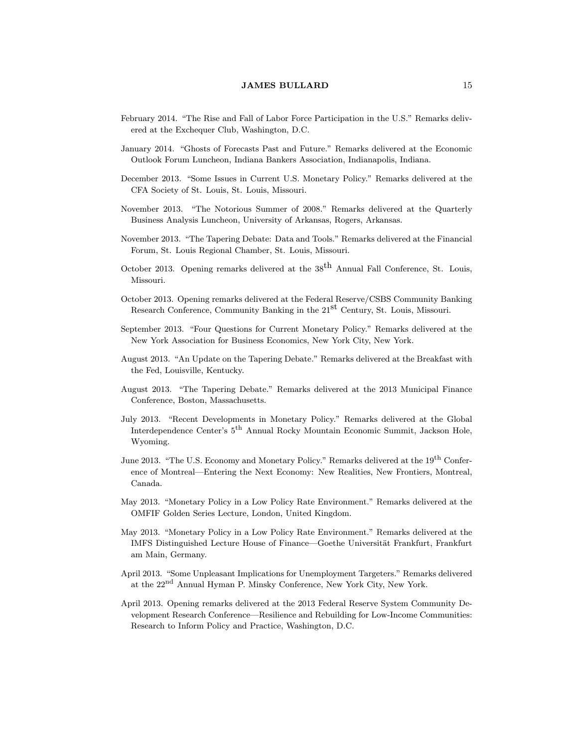February 2014. "The Rise and Fall of Labor Force Participation in the U.S." Remarks delivered at the Exchequer Club, Washington, D.C.

January 2014. "Ghosts of Forecasts Past and Future." Remarks delivered at the Economic Outlook Forum Luncheon, Indiana Bankers Association, Indianapolis, Indiana.

December 2013. "Some Issues in Current U.S. Monetary Policy." Remarks delivered at the CFA Society of St. Louis, St. Louis, Missouri.

November 2013. "The Notorious Summer of 2008." Remarks delivered at the Quarterly Business Analysis Luncheon, University of Arkansas, Rogers, Arkansas.

November 2013. "The Tapering Debate: Data and Tools." Remarks delivered at the Financial Forum, St. Louis Regional Chamber, St. Louis, Missouri.

October 2013. Opening remarks delivered at the 38th Annual Fall Conference, St. Louis, Missouri.

October 2013. Opening remarks delivered at the Federal Reserve/CSBS Community Banking Research Conference, Community Banking in the 21st Century, St. Louis, Missouri.

September 2013. "Four Questions for Current Monetary Policy." Remarks delivered at the New York Association for Business Economics, New York City, New York.

August 2013. "An Update on the Tapering Debate." Remarks delivered at the Breakfast with the Fed, Louisville, Kentucky.

August 2013. "The Tapering Debate." Remarks delivered at the 2013 Municipal Finance Conference, Boston, Massachusetts.

July 2013. "Recent Developments in Monetary Policy." Remarks delivered at the Global Interdependence Center's 5th Annual Rocky Mountain Economic Summit, Jackson Hole, Wyoming.

June 2013. "The U.S. Economy and Monetary Policy." Remarks delivered at the 19th Conference of Montreal—Entering the Next Economy: New Realities, New Frontiers, Montreal, Canada.

May 2013. "Monetary Policy in a Low Policy Rate Environment." Remarks delivered at the OMFIF Golden Series Lecture, London, United Kingdom.

May 2013. "Monetary Policy in a Low Policy Rate Environment." Remarks delivered at the IMFS Distinguished Lecture House of Finance—Goethe Universität Frankfurt, Frankfurt am Main, Germany.

April 2013. "Some Unpleasant Implications for Unemployment Targeters." Remarks delivered at the 22nd Annual Hyman P. Minsky Conference, New York City, New York.

April 2013. Opening remarks delivered at the 2013 Federal Reserve System Community Development Research Conference—Resilience and Rebuilding for Low-Income Communities: Research to Inform Policy and Practice, Washington, D.C.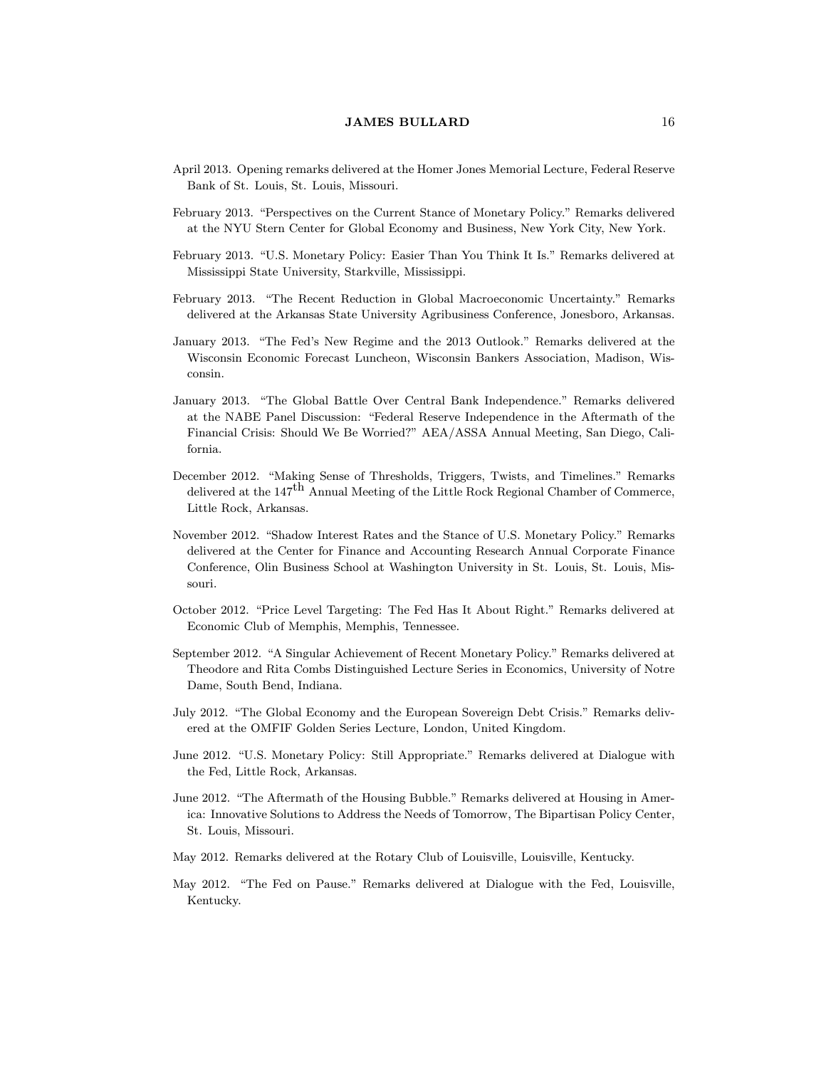April 2013. Opening remarks delivered at the Homer Jones Memorial Lecture, Federal Reserve Bank of St. Louis, St. Louis, Missouri.

February 2013. "Perspectives on the Current Stance of Monetary Policy." Remarks delivered at the NYU Stern Center for Global Economy and Business, New York City, New York.

February 2013. "U.S. Monetary Policy: Easier Than You Think It Is." Remarks delivered at Mississippi State University, Starkville, Mississippi.

February 2013. "The Recent Reduction in Global Macroeconomic Uncertainty." Remarks delivered at the Arkansas State University Agribusiness Conference, Jonesboro, Arkansas.

January 2013. "The Fed's New Regime and the 2013 Outlook." Remarks delivered at the Wisconsin Economic Forecast Luncheon, Wisconsin Bankers Association, Madison, Wisconsin.

January 2013. "The Global Battle Over Central Bank Independence." Remarks delivered at the NABE Panel Discussion: "Federal Reserve Independence in the Aftermath of the Financial Crisis: Should We Be Worried?" AEA/ASSA Annual Meeting, San Diego, California.

December 2012. "Making Sense of Thresholds, Triggers, Twists, and Timelines." Remarks delivered at the 147th Annual Meeting of the Little Rock Regional Chamber of Commerce, Little Rock, Arkansas.

November 2012. "Shadow Interest Rates and the Stance of U.S. Monetary Policy." Remarks delivered at the Center for Finance and Accounting Research Annual Corporate Finance Conference, Olin Business School at Washington University in St. Louis, St. Louis, Missouri.

October 2012. "Price Level Targeting: The Fed Has It About Right." Remarks delivered at Economic Club of Memphis, Memphis, Tennessee.

September 2012. "A Singular Achievement of Recent Monetary Policy." Remarks delivered at Theodore and Rita Combs Distinguished Lecture Series in Economics, University of Notre Dame, South Bend, Indiana.

July 2012. "The Global Economy and the European Sovereign Debt Crisis." Remarks delivered at the OMFIF Golden Series Lecture, London, United Kingdom.

June 2012. "U.S. Monetary Policy: Still Appropriate." Remarks delivered at Dialogue with the Fed, Little Rock, Arkansas.

June 2012. "The Aftermath of the Housing Bubble." Remarks delivered at Housing in America: Innovative Solutions to Address the Needs of Tomorrow, The Bipartisan Policy Center, St. Louis, Missouri.

May 2012. Remarks delivered at the Rotary Club of Louisville, Louisville, Kentucky.

May 2012. "The Fed on Pause." Remarks delivered at Dialogue with the Fed, Louisville, Kentucky.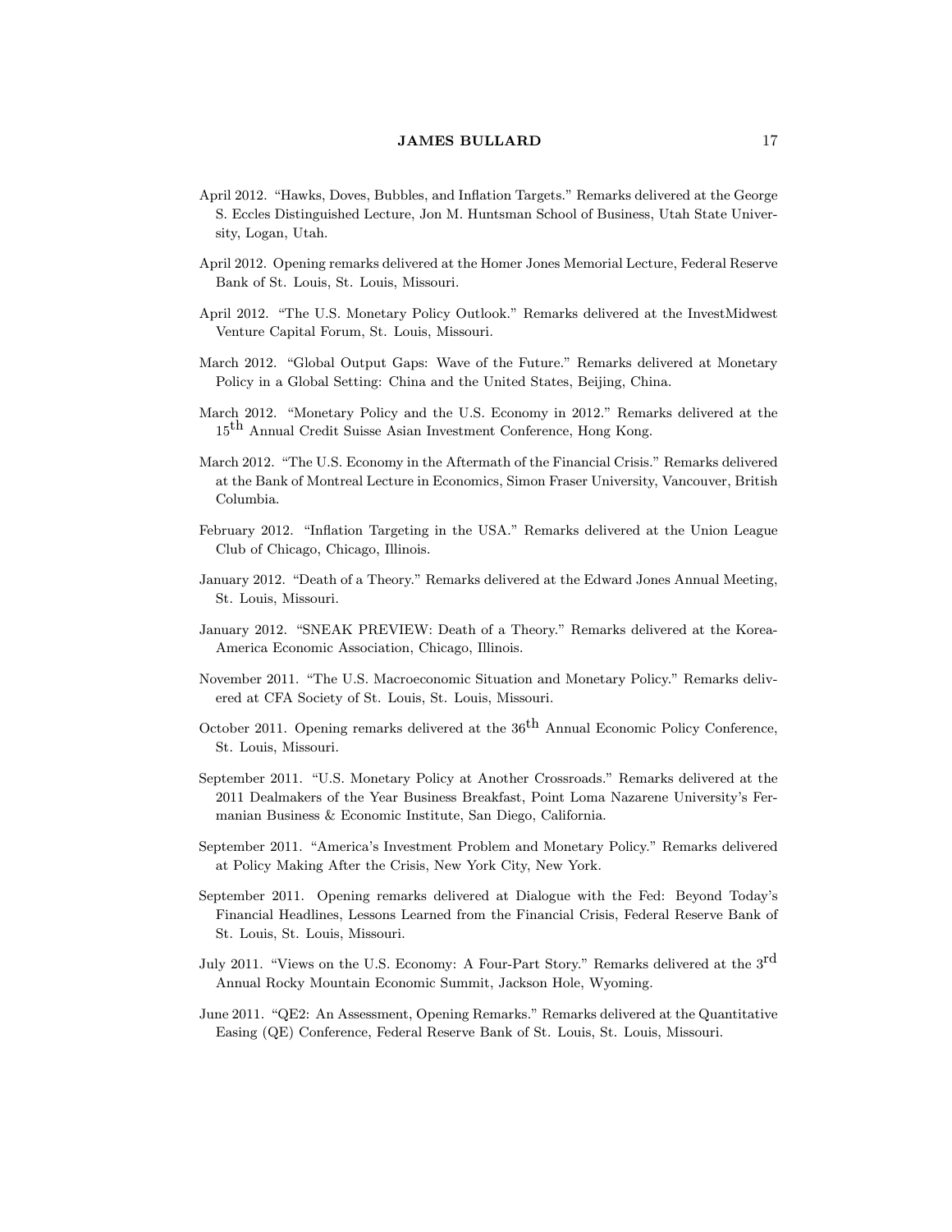April 2012. "Hawks, Doves, Bubbles, and Inflation Targets." Remarks delivered at the George S. Eccles Distinguished Lecture, Jon M. Huntsman School of Business, Utah State University, Logan, Utah.

April 2012. Opening remarks delivered at the Homer Jones Memorial Lecture, Federal Reserve Bank of St. Louis, St. Louis, Missouri.

April 2012. "The U.S. Monetary Policy Outlook." Remarks delivered at the InvestMidwest Venture Capital Forum, St. Louis, Missouri.

March 2012. "Global Output Gaps: Wave of the Future." Remarks delivered at Monetary Policy in a Global Setting: China and the United States, Beijing, China.

March 2012. "Monetary Policy and the U.S. Economy in 2012." Remarks delivered at the 15th Annual Credit Suisse Asian Investment Conference, Hong Kong.

March 2012. "The U.S. Economy in the Aftermath of the Financial Crisis." Remarks delivered at the Bank of Montreal Lecture in Economics, Simon Fraser University, Vancouver, British Columbia.

February 2012. "Inflation Targeting in the USA." Remarks delivered at the Union League Club of Chicago, Chicago, Illinois.

January 2012. "Death of a Theory." Remarks delivered at the Edward Jones Annual Meeting, St. Louis, Missouri.

January 2012. "SNEAK PREVIEW: Death of a Theory." Remarks delivered at the Korea-America Economic Association, Chicago, Illinois.

November 2011. "The U.S. Macroeconomic Situation and Monetary Policy." Remarks delivered at CFA Society of St. Louis, St. Louis, Missouri.

October 2011. Opening remarks delivered at the 36th Annual Economic Policy Conference, St. Louis, Missouri.

September 2011. "U.S. Monetary Policy at Another Crossroads." Remarks delivered at the 2011 Dealmakers of the Year Business Breakfast, Point Loma Nazarene University's Fermanian Business & Economic Institute, San Diego, California.

September 2011. "America's Investment Problem and Monetary Policy." Remarks delivered at Policy Making After the Crisis, New York City, New York.

September 2011. Opening remarks delivered at Dialogue with the Fed: Beyond Today's Financial Headlines, Lessons Learned from the Financial Crisis, Federal Reserve Bank of St. Louis, St. Louis, Missouri.

July 2011. "Views on the U.S. Economy: A Four-Part Story." Remarks delivered at the 3rd Annual Rocky Mountain Economic Summit, Jackson Hole, Wyoming.

June 2011. "QE2: An Assessment, Opening Remarks." Remarks delivered at the Quantitative Easing (QE) Conference, Federal Reserve Bank of St. Louis, St. Louis, Missouri.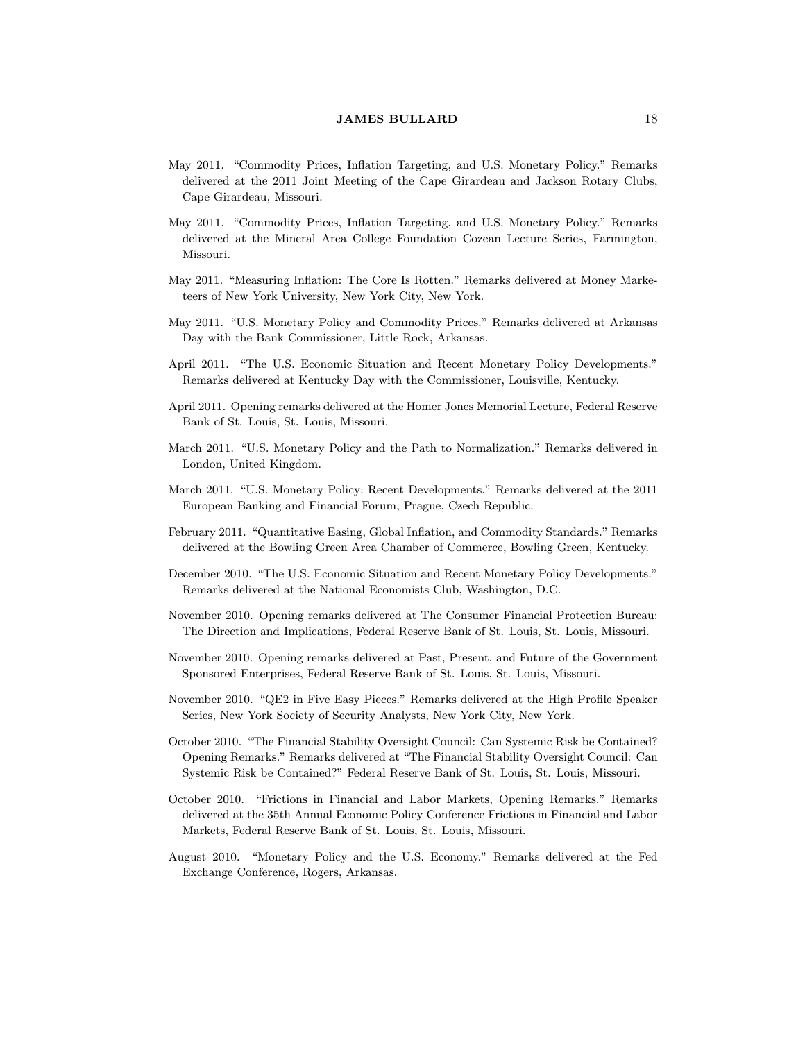May 2011. "Commodity Prices, Inflation Targeting, and U.S. Monetary Policy." Remarks delivered at the 2011 Joint Meeting of the Cape Girardeau and Jackson Rotary Clubs, Cape Girardeau, Missouri.

May 2011. "Commodity Prices, Inflation Targeting, and U.S. Monetary Policy." Remarks delivered at the Mineral Area College Foundation Cozean Lecture Series, Farmington, Missouri.

May 2011. "Measuring Inflation: The Core Is Rotten." Remarks delivered at Money Marketeers of New York University, New York City, New York.

May 2011. "U.S. Monetary Policy and Commodity Prices." Remarks delivered at Arkansas Day with the Bank Commissioner, Little Rock, Arkansas.

April 2011. "The U.S. Economic Situation and Recent Monetary Policy Developments." Remarks delivered at Kentucky Day with the Commissioner, Louisville, Kentucky.

April 2011. Opening remarks delivered at the Homer Jones Memorial Lecture, Federal Reserve Bank of St. Louis, St. Louis, Missouri.

March 2011. "U.S. Monetary Policy and the Path to Normalization." Remarks delivered in London, United Kingdom.

March 2011. "U.S. Monetary Policy: Recent Developments." Remarks delivered at the 2011 European Banking and Financial Forum, Prague, Czech Republic.

February 2011. "Quantitative Easing, Global Inflation, and Commodity Standards." Remarks delivered at the Bowling Green Area Chamber of Commerce, Bowling Green, Kentucky.

December 2010. "The U.S. Economic Situation and Recent Monetary Policy Developments." Remarks delivered at the National Economists Club, Washington, D.C.

November 2010. Opening remarks delivered at The Consumer Financial Protection Bureau: The Direction and Implications, Federal Reserve Bank of St. Louis, St. Louis, Missouri.

November 2010. Opening remarks delivered at Past, Present, and Future of the Government Sponsored Enterprises, Federal Reserve Bank of St. Louis, St. Louis, Missouri.

November 2010. "QE2 in Five Easy Pieces." Remarks delivered at the High Profile Speaker Series, New York Society of Security Analysts, New York City, New York.

October 2010. "The Financial Stability Oversight Council: Can Systemic Risk be Contained? Opening Remarks." Remarks delivered at "The Financial Stability Oversight Council: Can Systemic Risk be Contained?" Federal Reserve Bank of St. Louis, St. Louis, Missouri.

October 2010. "Frictions in Financial and Labor Markets, Opening Remarks." Remarks delivered at the 35th Annual Economic Policy Conference Frictions in Financial and Labor Markets, Federal Reserve Bank of St. Louis, St. Louis, Missouri.

August 2010. "Monetary Policy and the U.S. Economy." Remarks delivered at the Fed Exchange Conference, Rogers, Arkansas.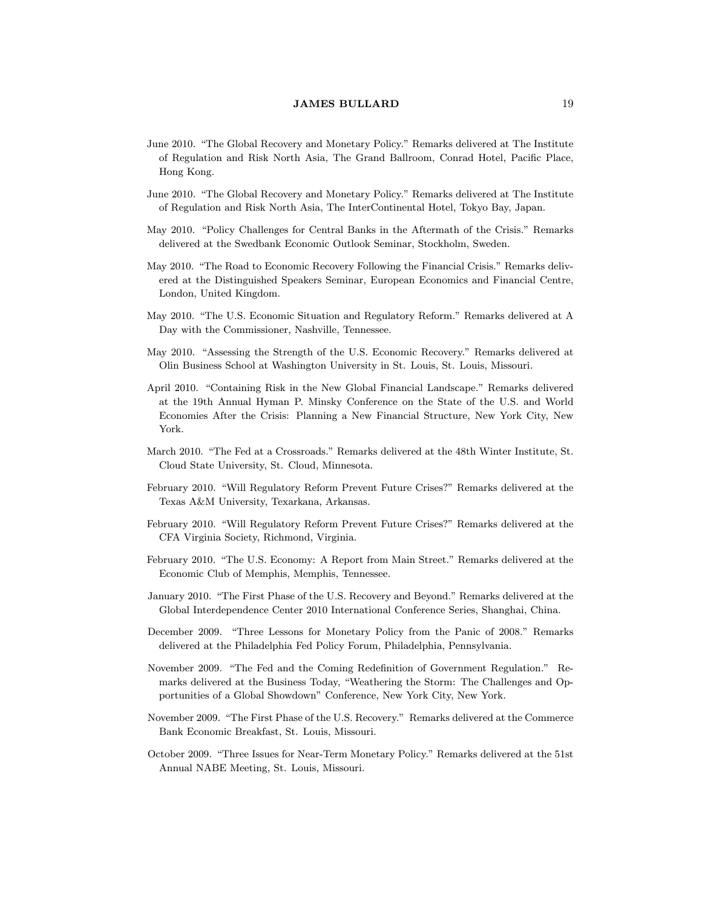June 2010. "The Global Recovery and Monetary Policy." Remarks delivered at The Institute of Regulation and Risk North Asia, The Grand Ballroom, Conrad Hotel, Pacific Place, Hong Kong.

June 2010. "The Global Recovery and Monetary Policy." Remarks delivered at The Institute of Regulation and Risk North Asia, The InterContinental Hotel, Tokyo Bay, Japan.

May 2010. "Policy Challenges for Central Banks in the Aftermath of the Crisis." Remarks delivered at the Swedbank Economic Outlook Seminar, Stockholm, Sweden.

May 2010. "The Road to Economic Recovery Following the Financial Crisis." Remarks delivered at the Distinguished Speakers Seminar, European Economics and Financial Centre, London, United Kingdom.

May 2010. "The U.S. Economic Situation and Regulatory Reform." Remarks delivered at A Day with the Commissioner, Nashville, Tennessee.

May 2010. "Assessing the Strength of the U.S. Economic Recovery." Remarks delivered at Olin Business School at Washington University in St. Louis, St. Louis, Missouri.

April 2010. "Containing Risk in the New Global Financial Landscape." Remarks delivered at the 19th Annual Hyman P. Minsky Conference on the State of the U.S. and World Economies After the Crisis: Planning a New Financial Structure, New York City, New York.

March 2010. "The Fed at a Crossroads." Remarks delivered at the 48th Winter Institute, St. Cloud State University, St. Cloud, Minnesota.

February 2010. "Will Regulatory Reform Prevent Future Crises?" Remarks delivered at the Texas A&M University, Texarkana, Arkansas.

February 2010. "Will Regulatory Reform Prevent Future Crises?" Remarks delivered at the CFA Virginia Society, Richmond, Virginia.

February 2010. "The U.S. Economy: A Report from Main Street." Remarks delivered at the Economic Club of Memphis, Memphis, Tennessee.

January 2010. "The First Phase of the U.S. Recovery and Beyond." Remarks delivered at the Global Interdependence Center 2010 International Conference Series, Shanghai, China.

December 2009. "Three Lessons for Monetary Policy from the Panic of 2008." Remarks delivered at the Philadelphia Fed Policy Forum, Philadelphia, Pennsylvania.

November 2009. "The Fed and the Coming Redefinition of Government Regulation." Remarks delivered at the Business Today, "Weathering the Storm: The Challenges and Opportunities of a Global Showdown" Conference, New York City, New York.

November 2009. "The First Phase of the U.S. Recovery." Remarks delivered at the Commerce Bank Economic Breakfast, St. Louis, Missouri.

October 2009. "Three Issues for Near-Term Monetary Policy." Remarks delivered at the 51st Annual NABE Meeting, St. Louis, Missouri.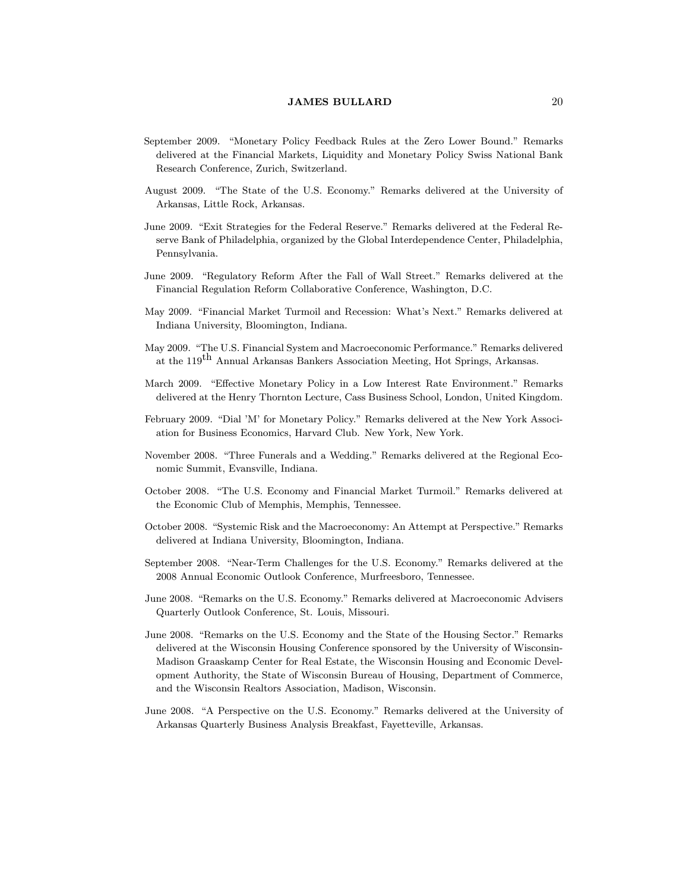September 2009. "Monetary Policy Feedback Rules at the Zero Lower Bound." Remarks delivered at the Financial Markets, Liquidity and Monetary Policy Swiss National Bank Research Conference, Zurich, Switzerland.

August 2009. "The State of the U.S. Economy." Remarks delivered at the University of Arkansas, Little Rock, Arkansas.

June 2009. "Exit Strategies for the Federal Reserve." Remarks delivered at the Federal Reserve Bank of Philadelphia, organized by the Global Interdependence Center, Philadelphia, Pennsylvania.

June 2009. "Regulatory Reform After the Fall of Wall Street." Remarks delivered at the Financial Regulation Reform Collaborative Conference, Washington, D.C.

May 2009. "Financial Market Turmoil and Recession: What's Next." Remarks delivered at Indiana University, Bloomington, Indiana.

May 2009. "The U.S. Financial System and Macroeconomic Performance." Remarks delivered at the 119$^{\text{th}}$ Annual Arkansas Bankers Association Meeting, Hot Springs, Arkansas.

March 2009. "Effective Monetary Policy in a Low Interest Rate Environment." Remarks delivered at the Henry Thornton Lecture, Cass Business School, London, United Kingdom.

February 2009. "Dial 'M' for Monetary Policy." Remarks delivered at the New York Association for Business Economics, Harvard Club. New York, New York.

November 2008. "Three Funerals and a Wedding." Remarks delivered at the Regional Economic Summit, Evansville, Indiana.

October 2008. "The U.S. Economy and Financial Market Turmoil." Remarks delivered at the Economic Club of Memphis, Memphis, Tennessee.

October 2008. "Systemic Risk and the Macroeconomy: An Attempt at Perspective." Remarks delivered at Indiana University, Bloomington, Indiana.

September 2008. "Near-Term Challenges for the U.S. Economy." Remarks delivered at the 2008 Annual Economic Outlook Conference, Murfreesboro, Tennessee.

June 2008. "Remarks on the U.S. Economy." Remarks delivered at Macroeconomic Advisers Quarterly Outlook Conference, St. Louis, Missouri.

June 2008. "Remarks on the U.S. Economy and the State of the Housing Sector." Remarks delivered at the Wisconsin Housing Conference sponsored by the University of Wisconsin-Madison Graaskamp Center for Real Estate, the Wisconsin Housing and Economic Development Authority, the State of Wisconsin Bureau of Housing, Department of Commerce, and the Wisconsin Realtors Association, Madison, Wisconsin.

June 2008. "A Perspective on the U.S. Economy." Remarks delivered at the University of Arkansas Quarterly Business Analysis Breakfast, Fayetteville, Arkansas.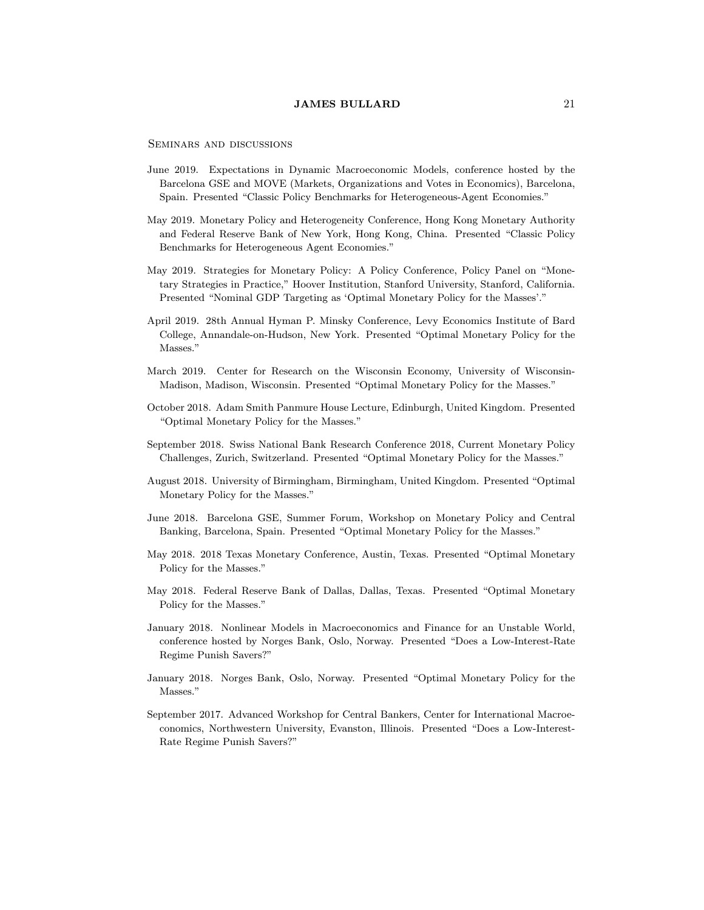### Seminars and discussions

June 2019. Expectations in Dynamic Macroeconomic Models, conference hosted by the Barcelona GSE and MOVE (Markets, Organizations and Votes in Economics), Barcelona, Spain. Presented "Classic Policy Benchmarks for Heterogeneous-Agent Economies."

May 2019. Monetary Policy and Heterogeneity Conference, Hong Kong Monetary Authority and Federal Reserve Bank of New York, Hong Kong, China. Presented "Classic Policy Benchmarks for Heterogeneous Agent Economies."

May 2019. Strategies for Monetary Policy: A Policy Conference, Policy Panel on "Monetary Strategies in Practice," Hoover Institution, Stanford University, Stanford, California. Presented "Nominal GDP Targeting as 'Optimal Monetary Policy for the Masses'."

April 2019. 28th Annual Hyman P. Minsky Conference, Levy Economics Institute of Bard College, Annandale-on-Hudson, New York. Presented "Optimal Monetary Policy for the Masses."

March 2019. Center for Research on the Wisconsin Economy, University of Wisconsin-Madison, Madison, Wisconsin. Presented "Optimal Monetary Policy for the Masses."

October 2018. Adam Smith Panmure House Lecture, Edinburgh, United Kingdom. Presented "Optimal Monetary Policy for the Masses."

September 2018. Swiss National Bank Research Conference 2018, Current Monetary Policy Challenges, Zurich, Switzerland. Presented "Optimal Monetary Policy for the Masses."

August 2018. University of Birmingham, Birmingham, United Kingdom. Presented "Optimal Monetary Policy for the Masses."

June 2018. Barcelona GSE, Summer Forum, Workshop on Monetary Policy and Central Banking, Barcelona, Spain. Presented "Optimal Monetary Policy for the Masses."

May 2018. 2018 Texas Monetary Conference, Austin, Texas. Presented "Optimal Monetary Policy for the Masses."

May 2018. Federal Reserve Bank of Dallas, Dallas, Texas. Presented "Optimal Monetary Policy for the Masses."

January 2018. Nonlinear Models in Macroeconomics and Finance for an Unstable World, conference hosted by Norges Bank, Oslo, Norway. Presented "Does a Low-Interest-Rate Regime Punish Savers?"

January 2018. Norges Bank, Oslo, Norway. Presented "Optimal Monetary Policy for the Masses."

September 2017. Advanced Workshop for Central Bankers, Center for International Macroeconomics, Northwestern University, Evanston, Illinois. Presented "Does a Low-Interest-Rate Regime Punish Savers?"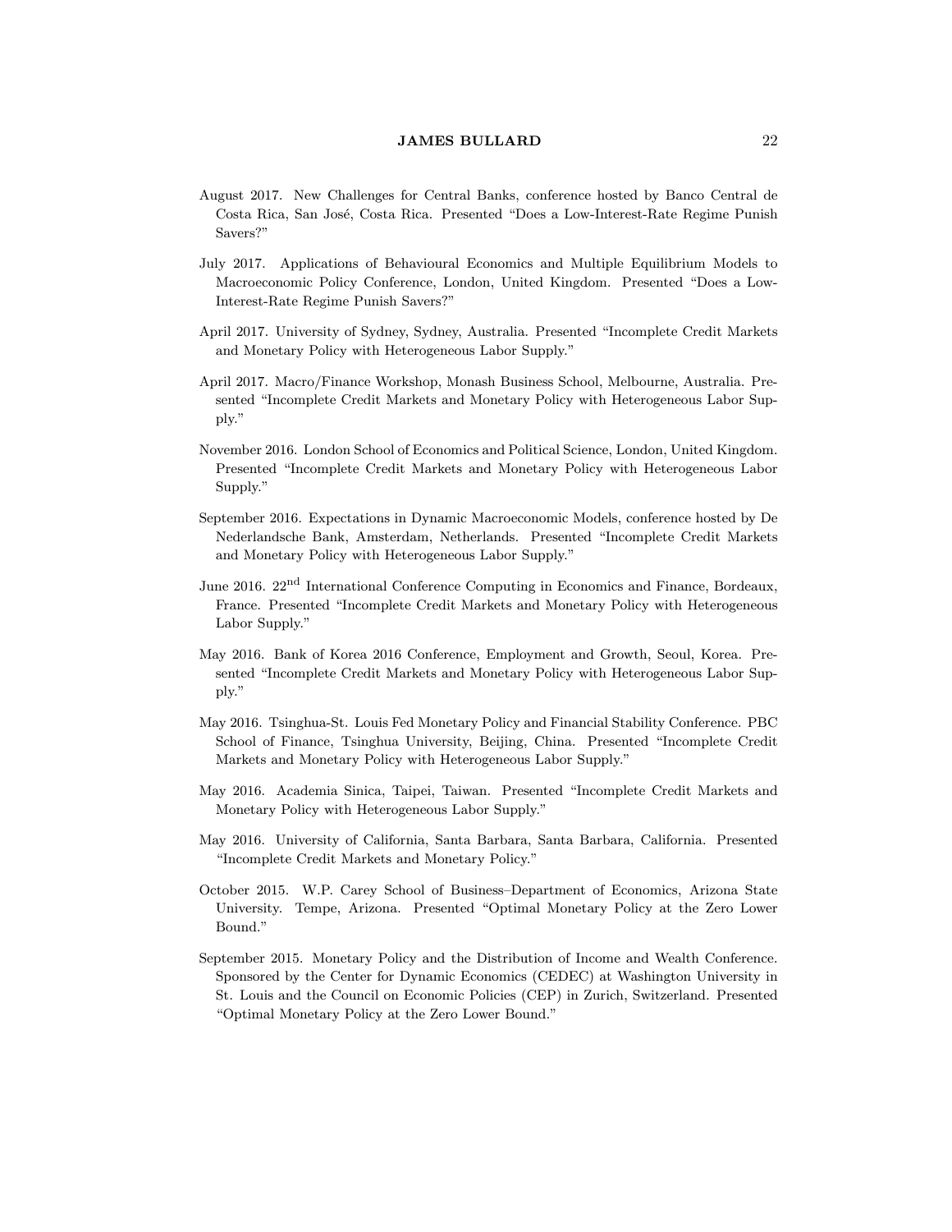August 2017. New Challenges for Central Banks, conference hosted by Banco Central de Costa Rica, San José, Costa Rica. Presented "Does a Low-Interest-Rate Regime Punish Savers?"

July 2017. Applications of Behavioural Economics and Multiple Equilibrium Models to Macroeconomic Policy Conference, London, United Kingdom. Presented "Does a Low-Interest-Rate Regime Punish Savers?"

April 2017. University of Sydney, Sydney, Australia. Presented "Incomplete Credit Markets and Monetary Policy with Heterogeneous Labor Supply."

April 2017. Macro/Finance Workshop, Monash Business School, Melbourne, Australia. Presented "Incomplete Credit Markets and Monetary Policy with Heterogeneous Labor Supply."

November 2016. London School of Economics and Political Science, London, United Kingdom. Presented "Incomplete Credit Markets and Monetary Policy with Heterogeneous Labor Supply."

September 2016. Expectations in Dynamic Macroeconomic Models, conference hosted by De Nederlandsche Bank, Amsterdam, Netherlands. Presented "Incomplete Credit Markets and Monetary Policy with Heterogeneous Labor Supply."

June 2016. 22nd International Conference Computing in Economics and Finance, Bordeaux, France. Presented "Incomplete Credit Markets and Monetary Policy with Heterogeneous Labor Supply."

May 2016. Bank of Korea 2016 Conference, Employment and Growth, Seoul, Korea. Presented "Incomplete Credit Markets and Monetary Policy with Heterogeneous Labor Supply."

May 2016. Tsinghua-St. Louis Fed Monetary Policy and Financial Stability Conference. PBC School of Finance, Tsinghua University, Beijing, China. Presented "Incomplete Credit Markets and Monetary Policy with Heterogeneous Labor Supply."

May 2016. Academia Sinica, Taipei, Taiwan. Presented "Incomplete Credit Markets and Monetary Policy with Heterogeneous Labor Supply."

May 2016. University of California, Santa Barbara, Santa Barbara, California. Presented "Incomplete Credit Markets and Monetary Policy."

October 2015. W.P. Carey School of Business–Department of Economics, Arizona State University. Tempe, Arizona. Presented "Optimal Monetary Policy at the Zero Lower Bound."

September 2015. Monetary Policy and the Distribution of Income and Wealth Conference. Sponsored by the Center for Dynamic Economics (CEDEC) at Washington University in St. Louis and the Council on Economic Policies (CEP) in Zurich, Switzerland. Presented "Optimal Monetary Policy at the Zero Lower Bound."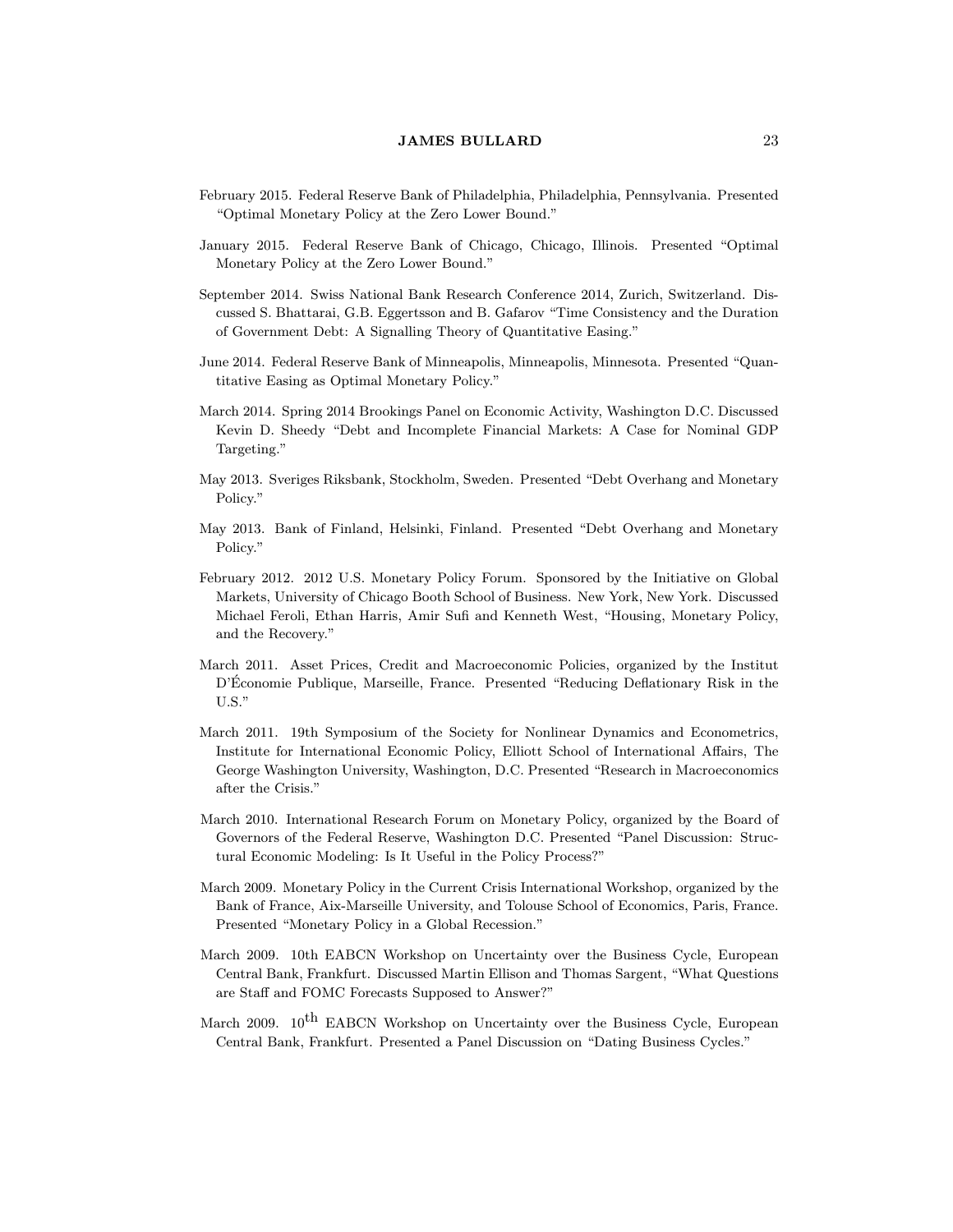February 2015. Federal Reserve Bank of Philadelphia, Philadelphia, Pennsylvania. Presented "Optimal Monetary Policy at the Zero Lower Bound."

January 2015. Federal Reserve Bank of Chicago, Chicago, Illinois. Presented "Optimal Monetary Policy at the Zero Lower Bound."

September 2014. Swiss National Bank Research Conference 2014, Zurich, Switzerland. Discussed S. Bhattarai, G.B. Eggertsson and B. Gafarov "Time Consistency and the Duration of Government Debt: A Signalling Theory of Quantitative Easing."

June 2014. Federal Reserve Bank of Minneapolis, Minneapolis, Minnesota. Presented "Quantitative Easing as Optimal Monetary Policy."

March 2014. Spring 2014 Brookings Panel on Economic Activity, Washington D.C. Discussed Kevin D. Sheedy "Debt and Incomplete Financial Markets: A Case for Nominal GDP Targeting."

May 2013. Sveriges Riksbank, Stockholm, Sweden. Presented "Debt Overhang and Monetary Policy."

May 2013. Bank of Finland, Helsinki, Finland. Presented "Debt Overhang and Monetary Policy."

February 2012. 2012 U.S. Monetary Policy Forum. Sponsored by the Initiative on Global Markets, University of Chicago Booth School of Business. New York, New York. Discussed Michael Feroli, Ethan Harris, Amir Sufi and Kenneth West, "Housing, Monetary Policy, and the Recovery."

March 2011. Asset Prices, Credit and Macroeconomic Policies, organized by the Institut D'Économie Publique, Marseille, France. Presented "Reducing Deflationary Risk in the U.S."

March 2011. 19th Symposium of the Society for Nonlinear Dynamics and Econometrics, Institute for International Economic Policy, Elliott School of International Affairs, The George Washington University, Washington, D.C. Presented "Research in Macroeconomics after the Crisis."

March 2010. International Research Forum on Monetary Policy, organized by the Board of Governors of the Federal Reserve, Washington D.C. Presented "Panel Discussion: Structural Economic Modeling: Is It Useful in the Policy Process?"

March 2009. Monetary Policy in the Current Crisis International Workshop, organized by the Bank of France, Aix-Marseille University, and Tolouse School of Economics, Paris, France. Presented "Monetary Policy in a Global Recession."

March 2009. 10th EABCN Workshop on Uncertainty over the Business Cycle, European Central Bank, Frankfurt. Discussed Martin Ellison and Thomas Sargent, "What Questions are Staff and FOMC Forecasts Supposed to Answer?"

March 2009. 10th EABCN Workshop on Uncertainty over the Business Cycle, European Central Bank, Frankfurt. Presented a Panel Discussion on "Dating Business Cycles."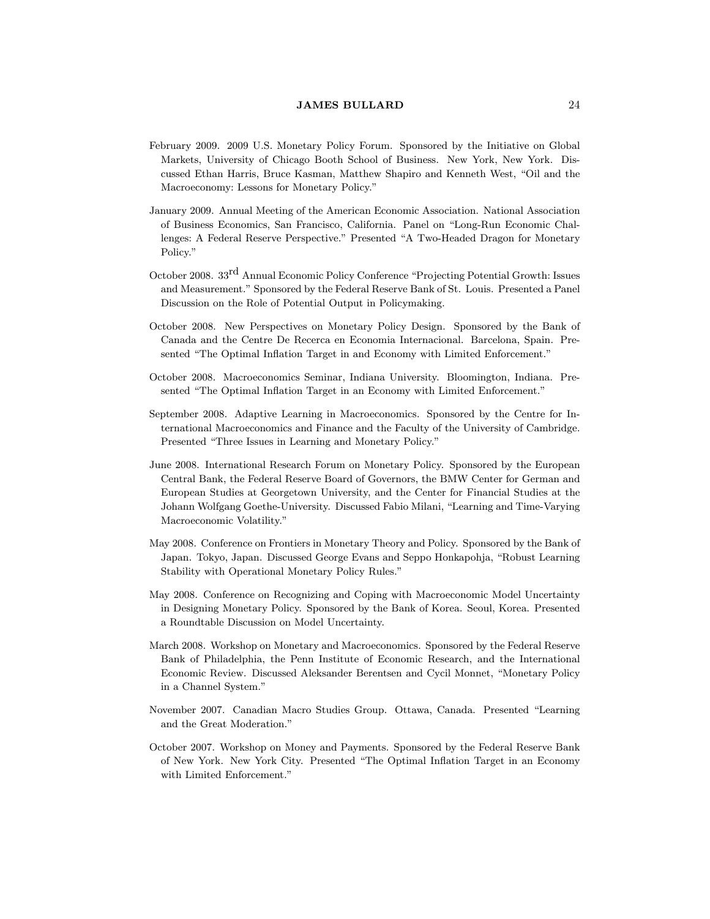February 2009. 2009 U.S. Monetary Policy Forum. Sponsored by the Initiative on Global Markets, University of Chicago Booth School of Business. New York, New York. Discussed Ethan Harris, Bruce Kasman, Matthew Shapiro and Kenneth West, "Oil and the Macroeconomy: Lessons for Monetary Policy."

January 2009. Annual Meeting of the American Economic Association. National Association of Business Economics, San Francisco, California. Panel on "Long-Run Economic Challenges: A Federal Reserve Perspective." Presented "A Two-Headed Dragon for Monetary Policy."

October 2008. 33rd Annual Economic Policy Conference "Projecting Potential Growth: Issues and Measurement." Sponsored by the Federal Reserve Bank of St. Louis. Presented a Panel Discussion on the Role of Potential Output in Policymaking.

October 2008. New Perspectives on Monetary Policy Design. Sponsored by the Bank of Canada and the Centre De Recerca en Economia Internacional. Barcelona, Spain. Presented "The Optimal Inflation Target in and Economy with Limited Enforcement."

October 2008. Macroeconomics Seminar, Indiana University. Bloomington, Indiana. Presented "The Optimal Inflation Target in an Economy with Limited Enforcement."

September 2008. Adaptive Learning in Macroeconomics. Sponsored by the Centre for International Macroeconomics and Finance and the Faculty of the University of Cambridge. Presented "Three Issues in Learning and Monetary Policy."

June 2008. International Research Forum on Monetary Policy. Sponsored by the European Central Bank, the Federal Reserve Board of Governors, the BMW Center for German and European Studies at Georgetown University, and the Center for Financial Studies at the Johann Wolfgang Goethe-University. Discussed Fabio Milani, "Learning and Time-Varying Macroeconomic Volatility."

May 2008. Conference on Frontiers in Monetary Theory and Policy. Sponsored by the Bank of Japan. Tokyo, Japan. Discussed George Evans and Seppo Honkapohja, "Robust Learning Stability with Operational Monetary Policy Rules."

May 2008. Conference on Recognizing and Coping with Macroeconomic Model Uncertainty in Designing Monetary Policy. Sponsored by the Bank of Korea. Seoul, Korea. Presented a Roundtable Discussion on Model Uncertainty.

March 2008. Workshop on Monetary and Macroeconomics. Sponsored by the Federal Reserve Bank of Philadelphia, the Penn Institute of Economic Research, and the International Economic Review. Discussed Aleksander Berentsen and Cycil Monnet, "Monetary Policy in a Channel System."

November 2007. Canadian Macro Studies Group. Ottawa, Canada. Presented "Learning and the Great Moderation."

October 2007. Workshop on Money and Payments. Sponsored by the Federal Reserve Bank of New York. New York City. Presented "The Optimal Inflation Target in an Economy with Limited Enforcement."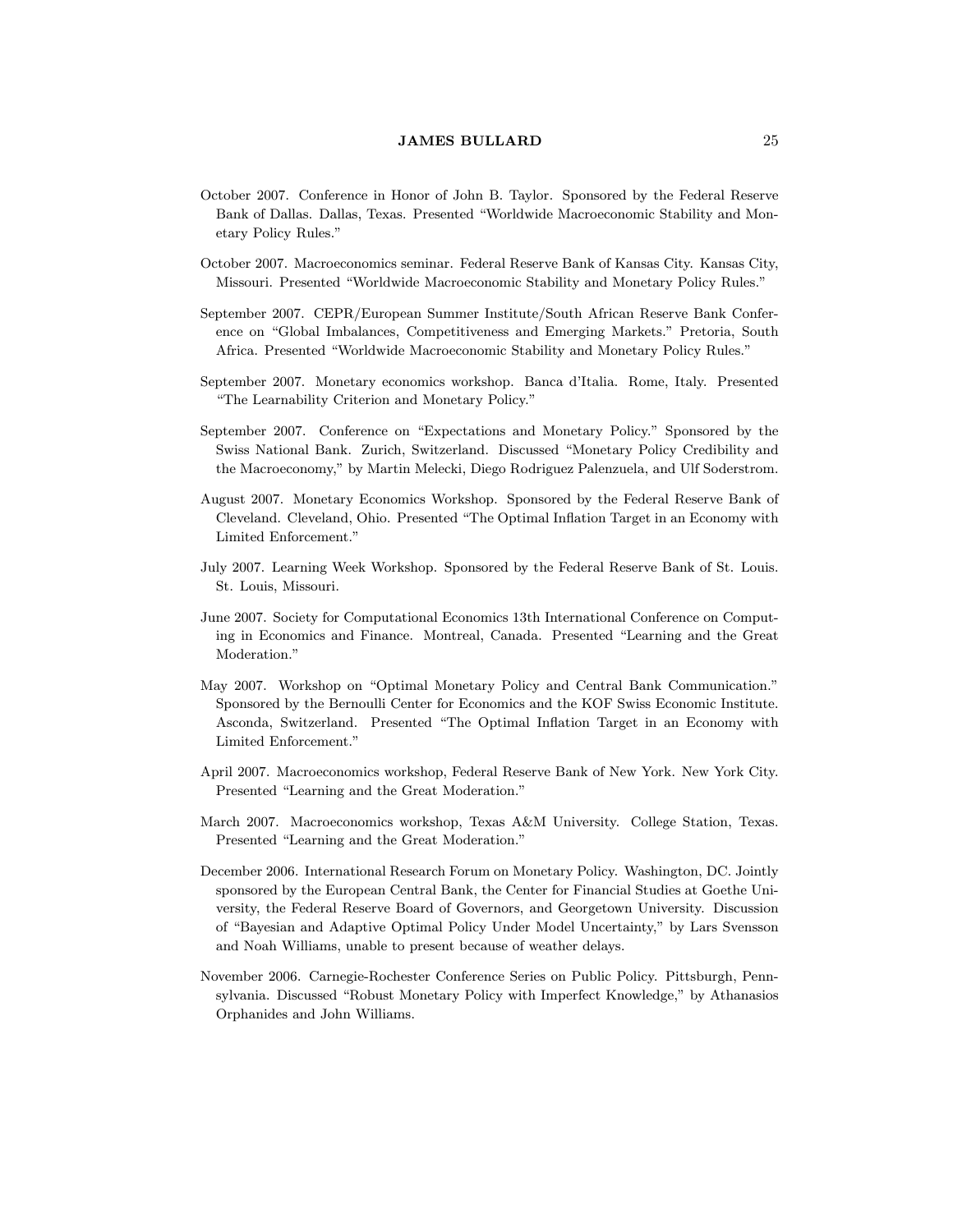October 2007. Conference in Honor of John B. Taylor. Sponsored by the Federal Reserve Bank of Dallas. Dallas, Texas. Presented "Worldwide Macroeconomic Stability and Monetary Policy Rules."

October 2007. Macroeconomics seminar. Federal Reserve Bank of Kansas City. Kansas City, Missouri. Presented "Worldwide Macroeconomic Stability and Monetary Policy Rules."

September 2007. CEPR/European Summer Institute/South African Reserve Bank Conference on "Global Imbalances, Competitiveness and Emerging Markets." Pretoria, South Africa. Presented "Worldwide Macroeconomic Stability and Monetary Policy Rules."

September 2007. Monetary economics workshop. Banca d'Italia. Rome, Italy. Presented "The Learnability Criterion and Monetary Policy."

September 2007. Conference on "Expectations and Monetary Policy." Sponsored by the Swiss National Bank. Zurich, Switzerland. Discussed "Monetary Policy Credibility and the Macroeconomy," by Martin Melecki, Diego Rodriguez Palenzuela, and Ulf Soderstrom.

August 2007. Monetary Economics Workshop. Sponsored by the Federal Reserve Bank of Cleveland. Cleveland, Ohio. Presented "The Optimal Inflation Target in an Economy with Limited Enforcement."

July 2007. Learning Week Workshop. Sponsored by the Federal Reserve Bank of St. Louis. St. Louis, Missouri.

June 2007. Society for Computational Economics 13th International Conference on Computing in Economics and Finance. Montreal, Canada. Presented "Learning and the Great Moderation."

May 2007. Workshop on "Optimal Monetary Policy and Central Bank Communication." Sponsored by the Bernoulli Center for Economics and the KOF Swiss Economic Institute. Asconda, Switzerland. Presented "The Optimal Inflation Target in an Economy with Limited Enforcement."

April 2007. Macroeconomics workshop, Federal Reserve Bank of New York. New York City. Presented "Learning and the Great Moderation."

March 2007. Macroeconomics workshop, Texas A&M University. College Station, Texas. Presented "Learning and the Great Moderation."

December 2006. International Research Forum on Monetary Policy. Washington, DC. Jointly sponsored by the European Central Bank, the Center for Financial Studies at Goethe University, the Federal Reserve Board of Governors, and Georgetown University. Discussion of "Bayesian and Adaptive Optimal Policy Under Model Uncertainty," by Lars Svensson and Noah Williams, unable to present because of weather delays.

November 2006. Carnegie-Rochester Conference Series on Public Policy. Pittsburgh, Pennsylvania. Discussed "Robust Monetary Policy with Imperfect Knowledge," by Athanasios Orphanides and John Williams.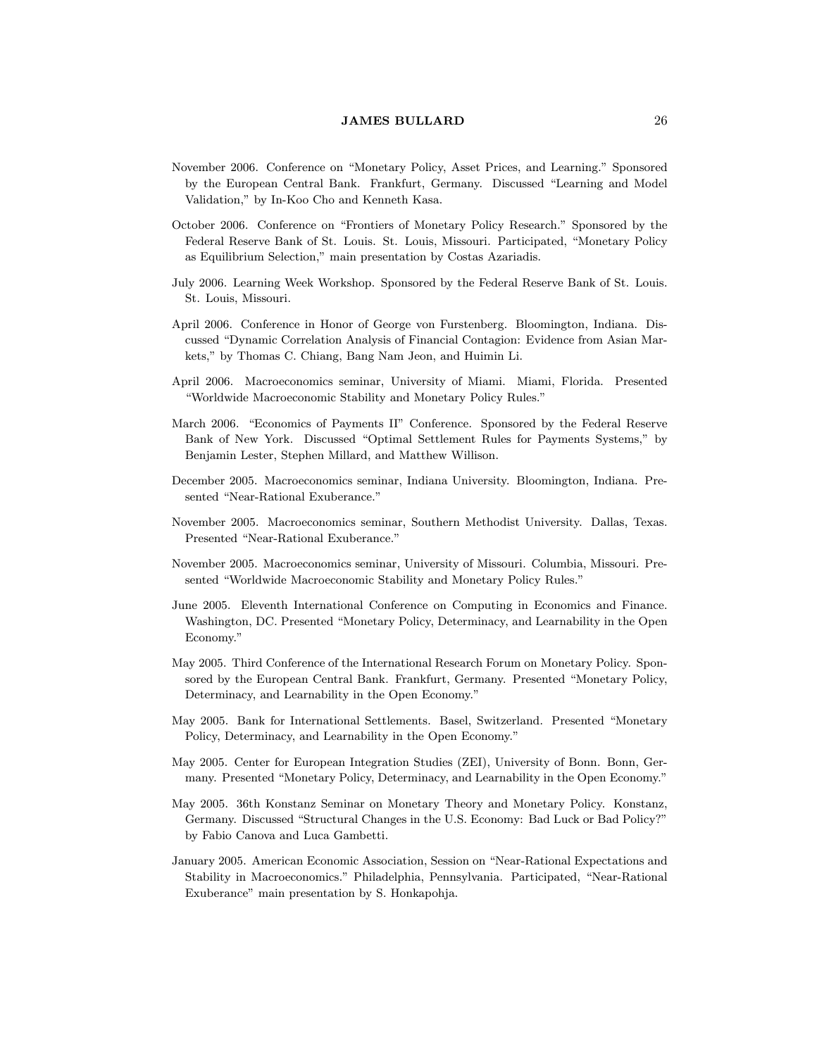November 2006. Conference on "Monetary Policy, Asset Prices, and Learning." Sponsored by the European Central Bank. Frankfurt, Germany. Discussed "Learning and Model Validation," by In-Koo Cho and Kenneth Kasa.

October 2006. Conference on "Frontiers of Monetary Policy Research." Sponsored by the Federal Reserve Bank of St. Louis. St. Louis, Missouri. Participated, "Monetary Policy as Equilibrium Selection," main presentation by Costas Azariadis.

July 2006. Learning Week Workshop. Sponsored by the Federal Reserve Bank of St. Louis. St. Louis, Missouri.

April 2006. Conference in Honor of George von Furstenberg. Bloomington, Indiana. Discussed "Dynamic Correlation Analysis of Financial Contagion: Evidence from Asian Markets," by Thomas C. Chiang, Bang Nam Jeon, and Huimin Li.

April 2006. Macroeconomics seminar, University of Miami. Miami, Florida. Presented "Worldwide Macroeconomic Stability and Monetary Policy Rules."

March 2006. "Economics of Payments II" Conference. Sponsored by the Federal Reserve Bank of New York. Discussed "Optimal Settlement Rules for Payments Systems," by Benjamin Lester, Stephen Millard, and Matthew Willison.

December 2005. Macroeconomics seminar, Indiana University. Bloomington, Indiana. Presented "Near-Rational Exuberance."

November 2005. Macroeconomics seminar, Southern Methodist University. Dallas, Texas. Presented "Near-Rational Exuberance."

November 2005. Macroeconomics seminar, University of Missouri. Columbia, Missouri. Presented "Worldwide Macroeconomic Stability and Monetary Policy Rules."

June 2005. Eleventh International Conference on Computing in Economics and Finance. Washington, DC. Presented "Monetary Policy, Determinacy, and Learnability in the Open Economy."

May 2005. Third Conference of the International Research Forum on Monetary Policy. Sponsored by the European Central Bank. Frankfurt, Germany. Presented "Monetary Policy, Determinacy, and Learnability in the Open Economy."

May 2005. Bank for International Settlements. Basel, Switzerland. Presented "Monetary Policy, Determinacy, and Learnability in the Open Economy."

May 2005. Center for European Integration Studies (ZEI), University of Bonn. Bonn, Germany. Presented "Monetary Policy, Determinacy, and Learnability in the Open Economy."

May 2005. 36th Konstanz Seminar on Monetary Theory and Monetary Policy. Konstanz, Germany. Discussed "Structural Changes in the U.S. Economy: Bad Luck or Bad Policy?" by Fabio Canova and Luca Gambetti.

January 2005. American Economic Association, Session on "Near-Rational Expectations and Stability in Macroeconomics." Philadelphia, Pennsylvania. Participated, "Near-Rational Exuberance" main presentation by S. Honkapohja.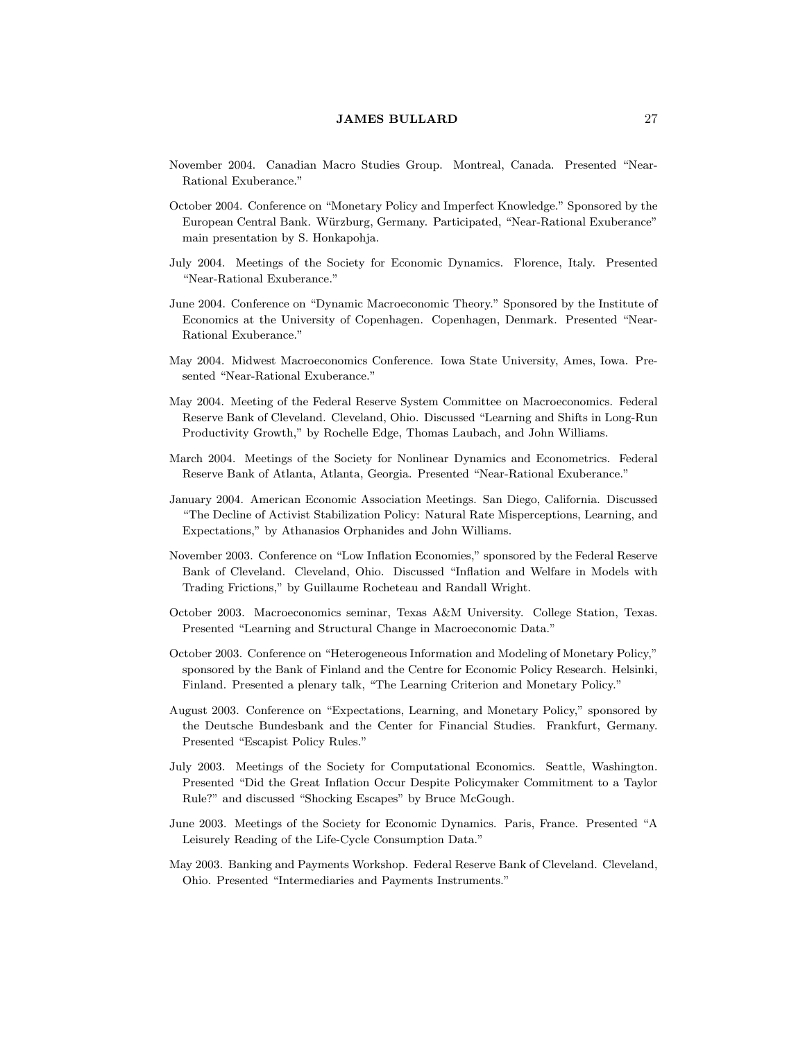November 2004. Canadian Macro Studies Group. Montreal, Canada. Presented "Near-Rational Exuberance."

October 2004. Conference on "Monetary Policy and Imperfect Knowledge." Sponsored by the European Central Bank. Würzburg, Germany. Participated, "Near-Rational Exuberance" main presentation by S. Honkapohja.

July 2004. Meetings of the Society for Economic Dynamics. Florence, Italy. Presented "Near-Rational Exuberance."

June 2004. Conference on "Dynamic Macroeconomic Theory." Sponsored by the Institute of Economics at the University of Copenhagen. Copenhagen, Denmark. Presented "Near-Rational Exuberance."

May 2004. Midwest Macroeconomics Conference. Iowa State University, Ames, Iowa. Presented "Near-Rational Exuberance."

May 2004. Meeting of the Federal Reserve System Committee on Macroeconomics. Federal Reserve Bank of Cleveland. Cleveland, Ohio. Discussed "Learning and Shifts in Long-Run Productivity Growth," by Rochelle Edge, Thomas Laubach, and John Williams.

March 2004. Meetings of the Society for Nonlinear Dynamics and Econometrics. Federal Reserve Bank of Atlanta, Atlanta, Georgia. Presented "Near-Rational Exuberance."

January 2004. American Economic Association Meetings. San Diego, California. Discussed "The Decline of Activist Stabilization Policy: Natural Rate Misperceptions, Learning, and Expectations," by Athanasios Orphanides and John Williams.

November 2003. Conference on "Low Inflation Economies," sponsored by the Federal Reserve Bank of Cleveland. Cleveland, Ohio. Discussed "Inflation and Welfare in Models with Trading Frictions," by Guillaume Rocheteau and Randall Wright.

October 2003. Macroeconomics seminar, Texas A&M University. College Station, Texas. Presented "Learning and Structural Change in Macroeconomic Data."

October 2003. Conference on "Heterogeneous Information and Modeling of Monetary Policy," sponsored by the Bank of Finland and the Centre for Economic Policy Research. Helsinki, Finland. Presented a plenary talk, "The Learning Criterion and Monetary Policy."

August 2003. Conference on "Expectations, Learning, and Monetary Policy," sponsored by the Deutsche Bundesbank and the Center for Financial Studies. Frankfurt, Germany. Presented "Escapist Policy Rules."

July 2003. Meetings of the Society for Computational Economics. Seattle, Washington. Presented "Did the Great Inflation Occur Despite Policymaker Commitment to a Taylor Rule?" and discussed "Shocking Escapes" by Bruce McGough.

June 2003. Meetings of the Society for Economic Dynamics. Paris, France. Presented "A Leisurely Reading of the Life-Cycle Consumption Data."

May 2003. Banking and Payments Workshop. Federal Reserve Bank of Cleveland. Cleveland, Ohio. Presented "Intermediaries and Payments Instruments."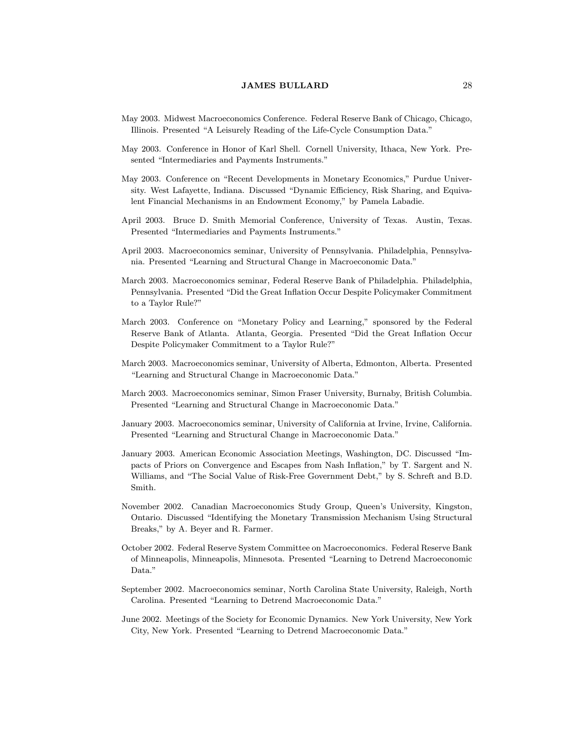May 2003. Midwest Macroeconomics Conference. Federal Reserve Bank of Chicago, Chicago, Illinois. Presented "A Leisurely Reading of the Life-Cycle Consumption Data."

May 2003. Conference in Honor of Karl Shell. Cornell University, Ithaca, New York. Presented "Intermediaries and Payments Instruments."

May 2003. Conference on "Recent Developments in Monetary Economics," Purdue University. West Lafayette, Indiana. Discussed "Dynamic Efficiency, Risk Sharing, and Equivalent Financial Mechanisms in an Endowment Economy," by Pamela Labadie.

April 2003. Bruce D. Smith Memorial Conference, University of Texas. Austin, Texas. Presented "Intermediaries and Payments Instruments."

April 2003. Macroeconomics seminar, University of Pennsylvania. Philadelphia, Pennsylvania. Presented "Learning and Structural Change in Macroeconomic Data."

March 2003. Macroeconomics seminar, Federal Reserve Bank of Philadelphia. Philadelphia, Pennsylvania. Presented "Did the Great Inflation Occur Despite Policymaker Commitment to a Taylor Rule?"

March 2003. Conference on "Monetary Policy and Learning," sponsored by the Federal Reserve Bank of Atlanta. Atlanta, Georgia. Presented "Did the Great Inflation Occur Despite Policymaker Commitment to a Taylor Rule?"

March 2003. Macroeconomics seminar, University of Alberta, Edmonton, Alberta. Presented "Learning and Structural Change in Macroeconomic Data."

March 2003. Macroeconomics seminar, Simon Fraser University, Burnaby, British Columbia. Presented "Learning and Structural Change in Macroeconomic Data."

January 2003. Macroeconomics seminar, University of California at Irvine, Irvine, California. Presented "Learning and Structural Change in Macroeconomic Data."

January 2003. American Economic Association Meetings, Washington, DC. Discussed "Impacts of Priors on Convergence and Escapes from Nash Inflation," by T. Sargent and N. Williams, and "The Social Value of Risk-Free Government Debt," by S. Schreft and B.D. Smith.

November 2002. Canadian Macroeconomics Study Group, Queen's University, Kingston, Ontario. Discussed "Identifying the Monetary Transmission Mechanism Using Structural Breaks," by A. Beyer and R. Farmer.

October 2002. Federal Reserve System Committee on Macroeconomics. Federal Reserve Bank of Minneapolis, Minneapolis, Minnesota. Presented "Learning to Detrend Macroeconomic Data."

September 2002. Macroeconomics seminar, North Carolina State University, Raleigh, North Carolina. Presented "Learning to Detrend Macroeconomic Data."

June 2002. Meetings of the Society for Economic Dynamics. New York University, New York City, New York. Presented "Learning to Detrend Macroeconomic Data."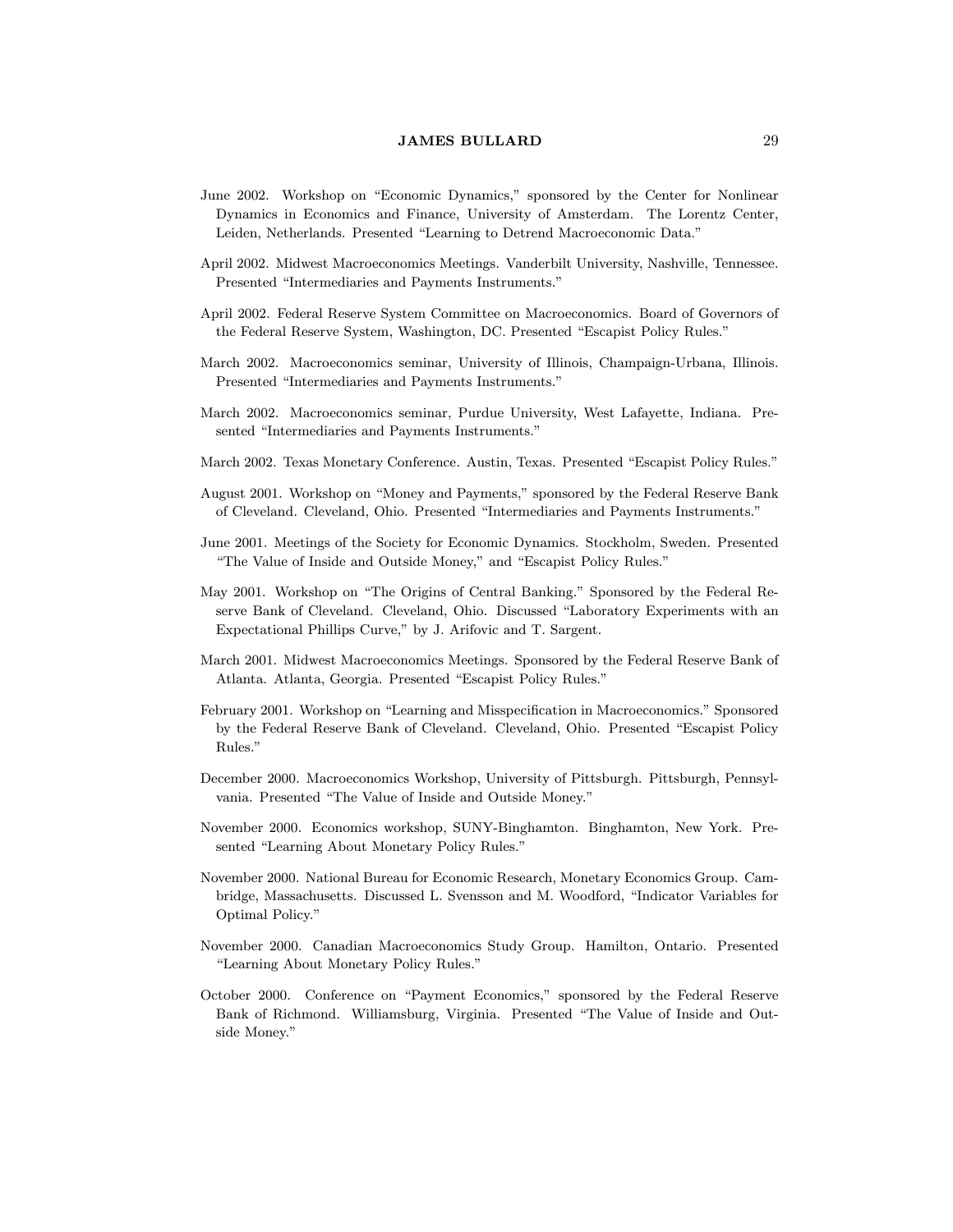June 2002. Workshop on "Economic Dynamics," sponsored by the Center for Nonlinear Dynamics in Economics and Finance, University of Amsterdam. The Lorentz Center, Leiden, Netherlands. Presented "Learning to Detrend Macroeconomic Data."

April 2002. Midwest Macroeconomics Meetings. Vanderbilt University, Nashville, Tennessee. Presented "Intermediaries and Payments Instruments."

April 2002. Federal Reserve System Committee on Macroeconomics. Board of Governors of the Federal Reserve System, Washington, DC. Presented "Escapist Policy Rules."

March 2002. Macroeconomics seminar, University of Illinois, Champaign-Urbana, Illinois. Presented "Intermediaries and Payments Instruments."

March 2002. Macroeconomics seminar, Purdue University, West Lafayette, Indiana. Presented "Intermediaries and Payments Instruments."

March 2002. Texas Monetary Conference. Austin, Texas. Presented "Escapist Policy Rules."

August 2001. Workshop on "Money and Payments," sponsored by the Federal Reserve Bank of Cleveland. Cleveland, Ohio. Presented "Intermediaries and Payments Instruments."

June 2001. Meetings of the Society for Economic Dynamics. Stockholm, Sweden. Presented "The Value of Inside and Outside Money," and "Escapist Policy Rules."

May 2001. Workshop on "The Origins of Central Banking." Sponsored by the Federal Reserve Bank of Cleveland. Cleveland, Ohio. Discussed "Laboratory Experiments with an Expectational Phillips Curve," by J. Arifovic and T. Sargent.

March 2001. Midwest Macroeconomics Meetings. Sponsored by the Federal Reserve Bank of Atlanta. Atlanta, Georgia. Presented "Escapist Policy Rules."

February 2001. Workshop on "Learning and Misspecification in Macroeconomics." Sponsored by the Federal Reserve Bank of Cleveland. Cleveland, Ohio. Presented "Escapist Policy Rules."

December 2000. Macroeconomics Workshop, University of Pittsburgh. Pittsburgh, Pennsylvania. Presented "The Value of Inside and Outside Money."

November 2000. Economics workshop, SUNY-Binghamton. Binghamton, New York. Presented "Learning About Monetary Policy Rules."

November 2000. National Bureau for Economic Research, Monetary Economics Group. Cambridge, Massachusetts. Discussed L. Svensson and M. Woodford, "Indicator Variables for Optimal Policy."

November 2000. Canadian Macroeconomics Study Group. Hamilton, Ontario. Presented "Learning About Monetary Policy Rules."

October 2000. Conference on "Payment Economics," sponsored by the Federal Reserve Bank of Richmond. Williamsburg, Virginia. Presented "The Value of Inside and Outside Money."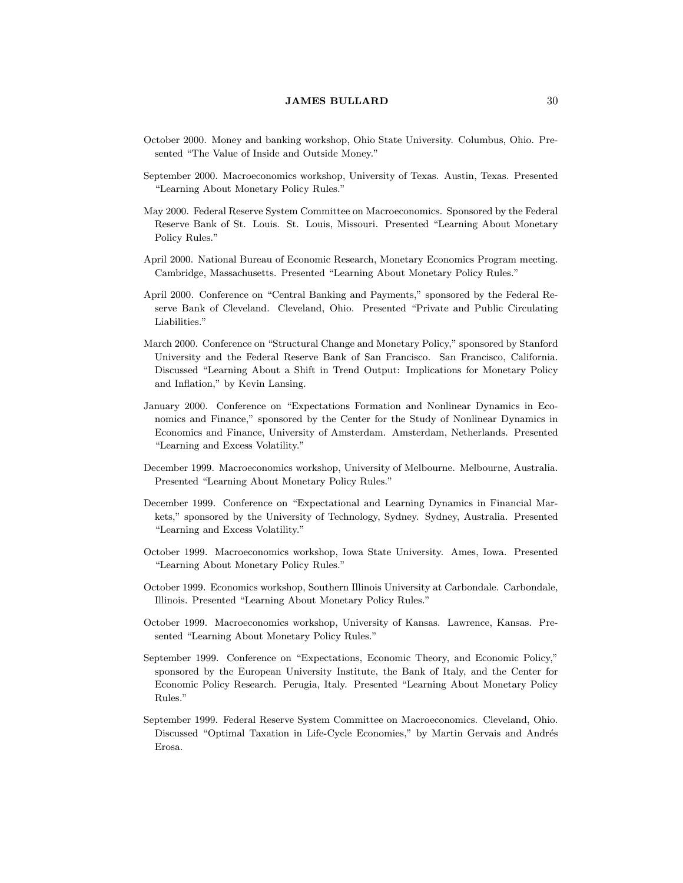October 2000. Money and banking workshop, Ohio State University. Columbus, Ohio. Presented "The Value of Inside and Outside Money."

September 2000. Macroeconomics workshop, University of Texas. Austin, Texas. Presented "Learning About Monetary Policy Rules."

May 2000. Federal Reserve System Committee on Macroeconomics. Sponsored by the Federal Reserve Bank of St. Louis. St. Louis, Missouri. Presented "Learning About Monetary Policy Rules."

April 2000. National Bureau of Economic Research, Monetary Economics Program meeting. Cambridge, Massachusetts. Presented "Learning About Monetary Policy Rules."

April 2000. Conference on "Central Banking and Payments," sponsored by the Federal Reserve Bank of Cleveland. Cleveland, Ohio. Presented "Private and Public Circulating Liabilities."

March 2000. Conference on "Structural Change and Monetary Policy," sponsored by Stanford University and the Federal Reserve Bank of San Francisco. San Francisco, California. Discussed "Learning About a Shift in Trend Output: Implications for Monetary Policy and Inflation," by Kevin Lansing.

January 2000. Conference on "Expectations Formation and Nonlinear Dynamics in Economics and Finance," sponsored by the Center for the Study of Nonlinear Dynamics in Economics and Finance, University of Amsterdam. Amsterdam, Netherlands. Presented "Learning and Excess Volatility."

December 1999. Macroeconomics workshop, University of Melbourne. Melbourne, Australia. Presented "Learning About Monetary Policy Rules."

December 1999. Conference on "Expectational and Learning Dynamics in Financial Markets," sponsored by the University of Technology, Sydney. Sydney, Australia. Presented "Learning and Excess Volatility."

October 1999. Macroeconomics workshop, Iowa State University. Ames, Iowa. Presented "Learning About Monetary Policy Rules."

October 1999. Economics workshop, Southern Illinois University at Carbondale. Carbondale, Illinois. Presented "Learning About Monetary Policy Rules."

October 1999. Macroeconomics workshop, University of Kansas. Lawrence, Kansas. Presented "Learning About Monetary Policy Rules."

September 1999. Conference on "Expectations, Economic Theory, and Economic Policy," sponsored by the European University Institute, the Bank of Italy, and the Center for Economic Policy Research. Perugia, Italy. Presented "Learning About Monetary Policy Rules."

September 1999. Federal Reserve System Committee on Macroeconomics. Cleveland, Ohio. Discussed "Optimal Taxation in Life-Cycle Economies," by Martin Gervais and Andrés Erosa.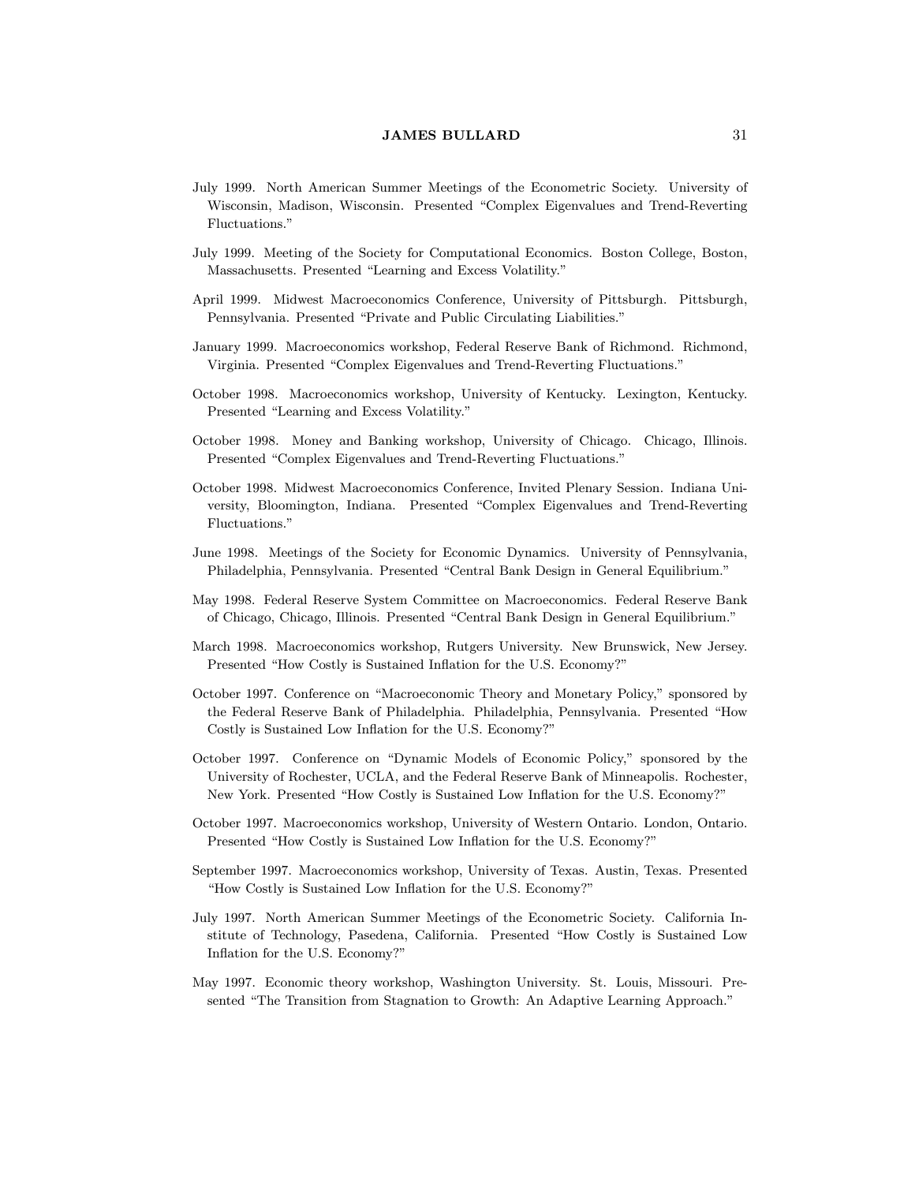July 1999. North American Summer Meetings of the Econometric Society. University of Wisconsin, Madison, Wisconsin. Presented "Complex Eigenvalues and Trend-Reverting Fluctuations."

July 1999. Meeting of the Society for Computational Economics. Boston College, Boston, Massachusetts. Presented "Learning and Excess Volatility."

April 1999. Midwest Macroeconomics Conference, University of Pittsburgh. Pittsburgh, Pennsylvania. Presented "Private and Public Circulating Liabilities."

January 1999. Macroeconomics workshop, Federal Reserve Bank of Richmond. Richmond, Virginia. Presented "Complex Eigenvalues and Trend-Reverting Fluctuations."

October 1998. Macroeconomics workshop, University of Kentucky. Lexington, Kentucky. Presented "Learning and Excess Volatility."

October 1998. Money and Banking workshop, University of Chicago. Chicago, Illinois. Presented "Complex Eigenvalues and Trend-Reverting Fluctuations."

October 1998. Midwest Macroeconomics Conference, Invited Plenary Session. Indiana University, Bloomington, Indiana. Presented "Complex Eigenvalues and Trend-Reverting Fluctuations."

June 1998. Meetings of the Society for Economic Dynamics. University of Pennsylvania, Philadelphia, Pennsylvania. Presented "Central Bank Design in General Equilibrium."

May 1998. Federal Reserve System Committee on Macroeconomics. Federal Reserve Bank of Chicago, Chicago, Illinois. Presented "Central Bank Design in General Equilibrium."

March 1998. Macroeconomics workshop, Rutgers University. New Brunswick, New Jersey. Presented "How Costly is Sustained Inflation for the U.S. Economy?"

October 1997. Conference on "Macroeconomic Theory and Monetary Policy," sponsored by the Federal Reserve Bank of Philadelphia. Philadelphia, Pennsylvania. Presented "How Costly is Sustained Low Inflation for the U.S. Economy?"

October 1997. Conference on "Dynamic Models of Economic Policy," sponsored by the University of Rochester, UCLA, and the Federal Reserve Bank of Minneapolis. Rochester, New York. Presented "How Costly is Sustained Low Inflation for the U.S. Economy?"

October 1997. Macroeconomics workshop, University of Western Ontario. London, Ontario. Presented "How Costly is Sustained Low Inflation for the U.S. Economy?"

September 1997. Macroeconomics workshop, University of Texas. Austin, Texas. Presented "How Costly is Sustained Low Inflation for the U.S. Economy?"

July 1997. North American Summer Meetings of the Econometric Society. California Institute of Technology, Pasedena, California. Presented "How Costly is Sustained Low Inflation for the U.S. Economy?"

May 1997. Economic theory workshop, Washington University. St. Louis, Missouri. Presented "The Transition from Stagnation to Growth: An Adaptive Learning Approach."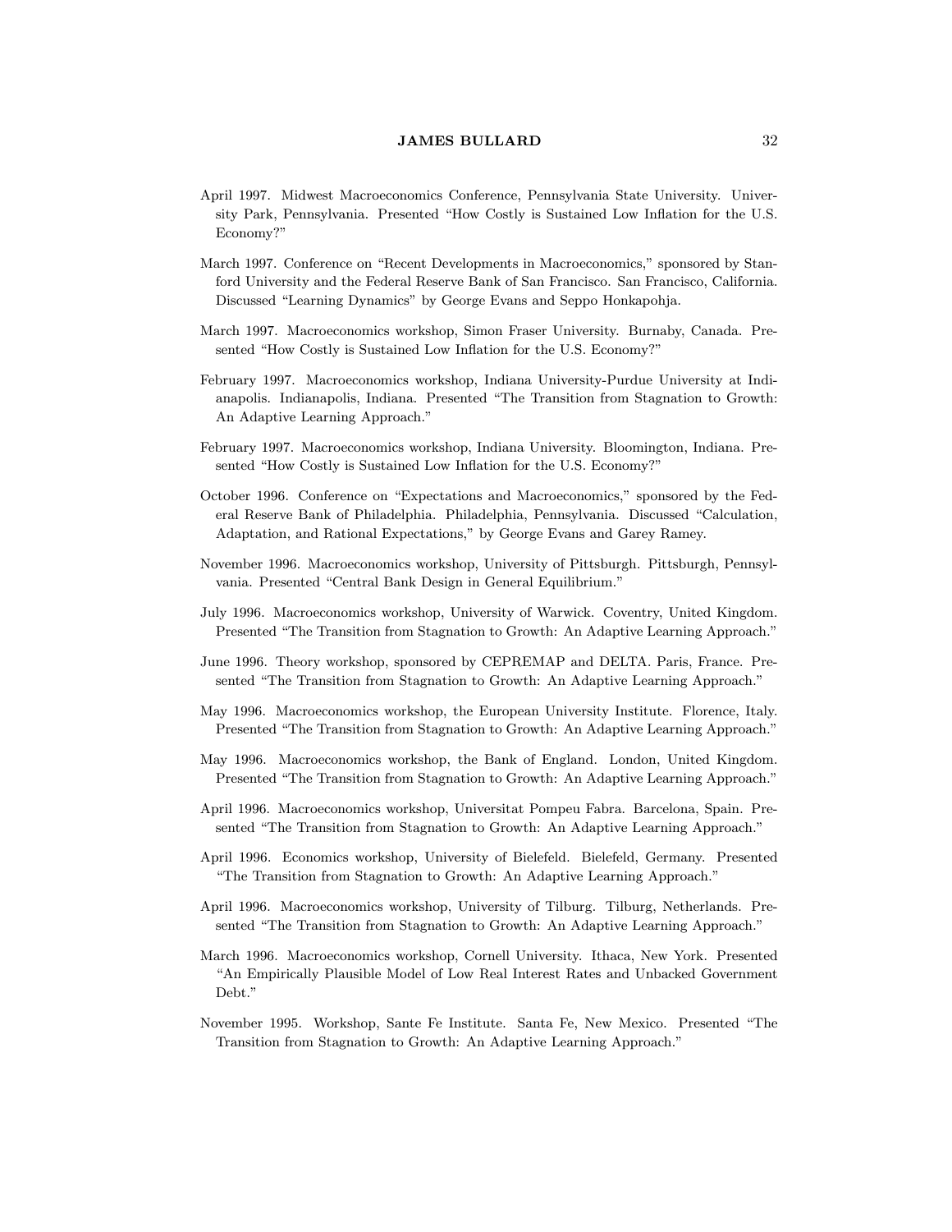April 1997. Midwest Macroeconomics Conference, Pennsylvania State University. University Park, Pennsylvania. Presented "How Costly is Sustained Low Inflation for the U.S. Economy?"

March 1997. Conference on "Recent Developments in Macroeconomics," sponsored by Stanford University and the Federal Reserve Bank of San Francisco. San Francisco, California. Discussed "Learning Dynamics" by George Evans and Seppo Honkapohja.

March 1997. Macroeconomics workshop, Simon Fraser University. Burnaby, Canada. Presented "How Costly is Sustained Low Inflation for the U.S. Economy?"

February 1997. Macroeconomics workshop, Indiana University-Purdue University at Indianapolis. Indianapolis, Indiana. Presented "The Transition from Stagnation to Growth: An Adaptive Learning Approach."

February 1997. Macroeconomics workshop, Indiana University. Bloomington, Indiana. Presented "How Costly is Sustained Low Inflation for the U.S. Economy?"

October 1996. Conference on "Expectations and Macroeconomics," sponsored by the Federal Reserve Bank of Philadelphia. Philadelphia, Pennsylvania. Discussed "Calculation, Adaptation, and Rational Expectations," by George Evans and Garey Ramey.

November 1996. Macroeconomics workshop, University of Pittsburgh. Pittsburgh, Pennsylvania. Presented "Central Bank Design in General Equilibrium."

July 1996. Macroeconomics workshop, University of Warwick. Coventry, United Kingdom. Presented "The Transition from Stagnation to Growth: An Adaptive Learning Approach."

June 1996. Theory workshop, sponsored by CEPREMAP and DELTA. Paris, France. Presented "The Transition from Stagnation to Growth: An Adaptive Learning Approach."

May 1996. Macroeconomics workshop, the European University Institute. Florence, Italy. Presented "The Transition from Stagnation to Growth: An Adaptive Learning Approach."

May 1996. Macroeconomics workshop, the Bank of England. London, United Kingdom. Presented "The Transition from Stagnation to Growth: An Adaptive Learning Approach."

April 1996. Macroeconomics workshop, Universitat Pompeu Fabra. Barcelona, Spain. Presented "The Transition from Stagnation to Growth: An Adaptive Learning Approach."

April 1996. Economics workshop, University of Bielefeld. Bielefeld, Germany. Presented "The Transition from Stagnation to Growth: An Adaptive Learning Approach."

April 1996. Macroeconomics workshop, University of Tilburg. Tilburg, Netherlands. Presented "The Transition from Stagnation to Growth: An Adaptive Learning Approach."

March 1996. Macroeconomics workshop, Cornell University. Ithaca, New York. Presented "An Empirically Plausible Model of Low Real Interest Rates and Unbacked Government Debt."

November 1995. Workshop, Sante Fe Institute. Santa Fe, New Mexico. Presented "The Transition from Stagnation to Growth: An Adaptive Learning Approach."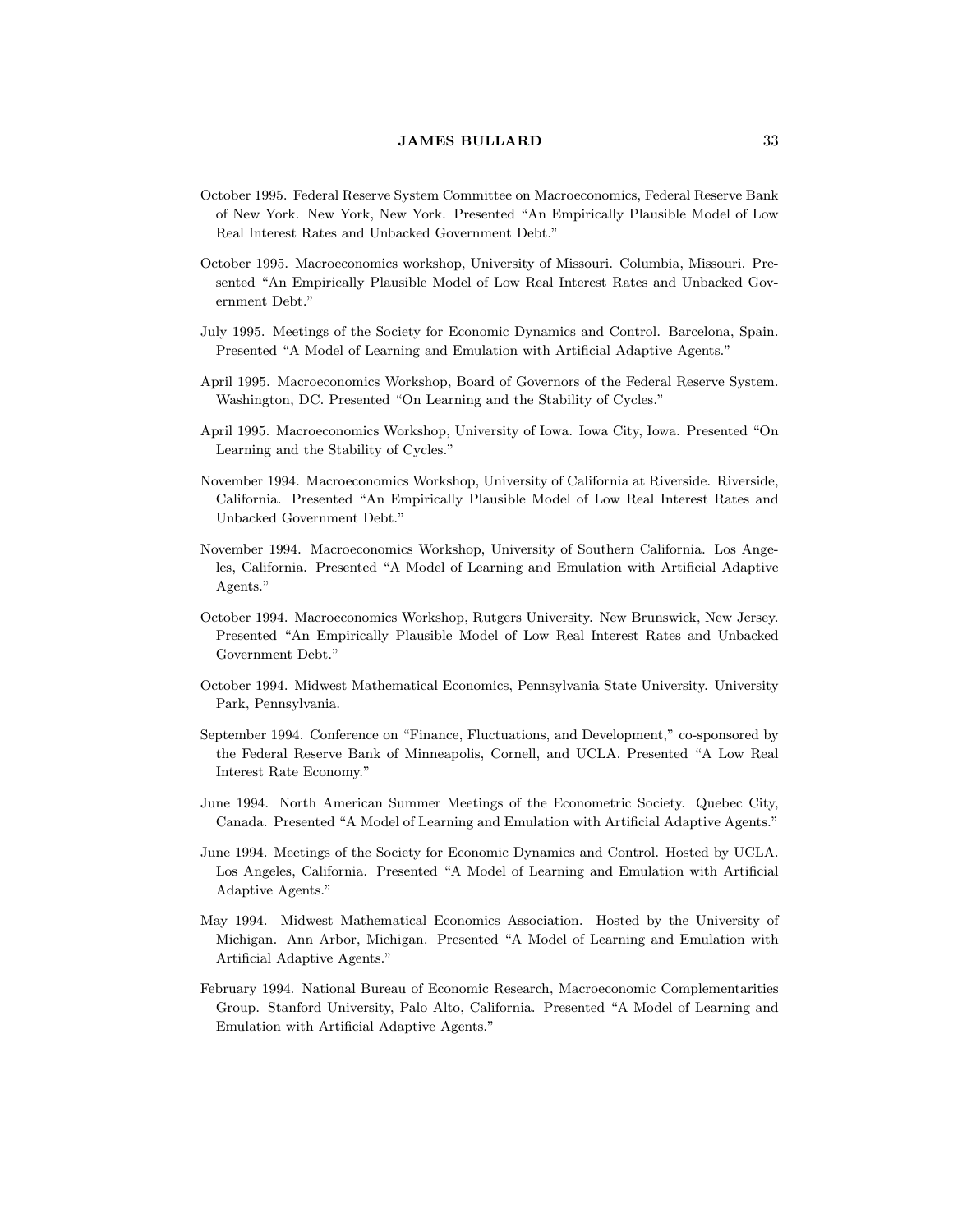October 1995. Federal Reserve System Committee on Macroeconomics, Federal Reserve Bank of New York. New York, New York. Presented "An Empirically Plausible Model of Low Real Interest Rates and Unbacked Government Debt."

October 1995. Macroeconomics workshop, University of Missouri. Columbia, Missouri. Presented "An Empirically Plausible Model of Low Real Interest Rates and Unbacked Government Debt."

July 1995. Meetings of the Society for Economic Dynamics and Control. Barcelona, Spain. Presented "A Model of Learning and Emulation with Artificial Adaptive Agents."

April 1995. Macroeconomics Workshop, Board of Governors of the Federal Reserve System. Washington, DC. Presented "On Learning and the Stability of Cycles."

April 1995. Macroeconomics Workshop, University of Iowa. Iowa City, Iowa. Presented "On Learning and the Stability of Cycles."

November 1994. Macroeconomics Workshop, University of California at Riverside. Riverside, California. Presented "An Empirically Plausible Model of Low Real Interest Rates and Unbacked Government Debt."

November 1994. Macroeconomics Workshop, University of Southern California. Los Angeles, California. Presented "A Model of Learning and Emulation with Artificial Adaptive Agents."

October 1994. Macroeconomics Workshop, Rutgers University. New Brunswick, New Jersey. Presented "An Empirically Plausible Model of Low Real Interest Rates and Unbacked Government Debt."

October 1994. Midwest Mathematical Economics, Pennsylvania State University. University Park, Pennsylvania.

September 1994. Conference on "Finance, Fluctuations, and Development," co-sponsored by the Federal Reserve Bank of Minneapolis, Cornell, and UCLA. Presented "A Low Real Interest Rate Economy."

June 1994. North American Summer Meetings of the Econometric Society. Quebec City, Canada. Presented "A Model of Learning and Emulation with Artificial Adaptive Agents."

June 1994. Meetings of the Society for Economic Dynamics and Control. Hosted by UCLA. Los Angeles, California. Presented "A Model of Learning and Emulation with Artificial Adaptive Agents."

May 1994. Midwest Mathematical Economics Association. Hosted by the University of Michigan. Ann Arbor, Michigan. Presented "A Model of Learning and Emulation with Artificial Adaptive Agents."

February 1994. National Bureau of Economic Research, Macroeconomic Complementarities Group. Stanford University, Palo Alto, California. Presented "A Model of Learning and Emulation with Artificial Adaptive Agents."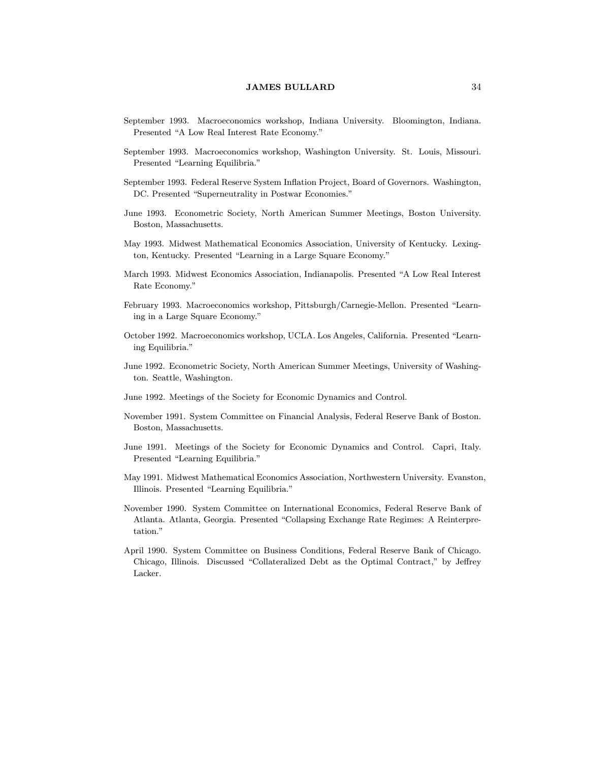September 1993. Macroeconomics workshop, Indiana University. Bloomington, Indiana. Presented "A Low Real Interest Rate Economy."

September 1993. Macroeconomics workshop, Washington University. St. Louis, Missouri. Presented "Learning Equilibria."

September 1993. Federal Reserve System Inflation Project, Board of Governors. Washington, DC. Presented "Superneutrality in Postwar Economies."

June 1993. Econometric Society, North American Summer Meetings, Boston University. Boston, Massachusetts.

May 1993. Midwest Mathematical Economics Association, University of Kentucky. Lexington, Kentucky. Presented "Learning in a Large Square Economy."

March 1993. Midwest Economics Association, Indianapolis. Presented "A Low Real Interest Rate Economy."

February 1993. Macroeconomics workshop, Pittsburgh/Carnegie-Mellon. Presented "Learning in a Large Square Economy."

October 1992. Macroeconomics workshop, UCLA. Los Angeles, California. Presented "Learning Equilibria."

June 1992. Econometric Society, North American Summer Meetings, University of Washington. Seattle, Washington.

June 1992. Meetings of the Society for Economic Dynamics and Control.

November 1991. System Committee on Financial Analysis, Federal Reserve Bank of Boston. Boston, Massachusetts.

June 1991. Meetings of the Society for Economic Dynamics and Control. Capri, Italy. Presented "Learning Equilibria."

May 1991. Midwest Mathematical Economics Association, Northwestern University. Evanston, Illinois. Presented "Learning Equilibria."

November 1990. System Committee on International Economics, Federal Reserve Bank of Atlanta. Atlanta, Georgia. Presented "Collapsing Exchange Rate Regimes: A Reinterpretation."

April 1990. System Committee on Business Conditions, Federal Reserve Bank of Chicago. Chicago, Illinois. Discussed "Collateralized Debt as the Optimal Contract," by Jeffrey Lacker.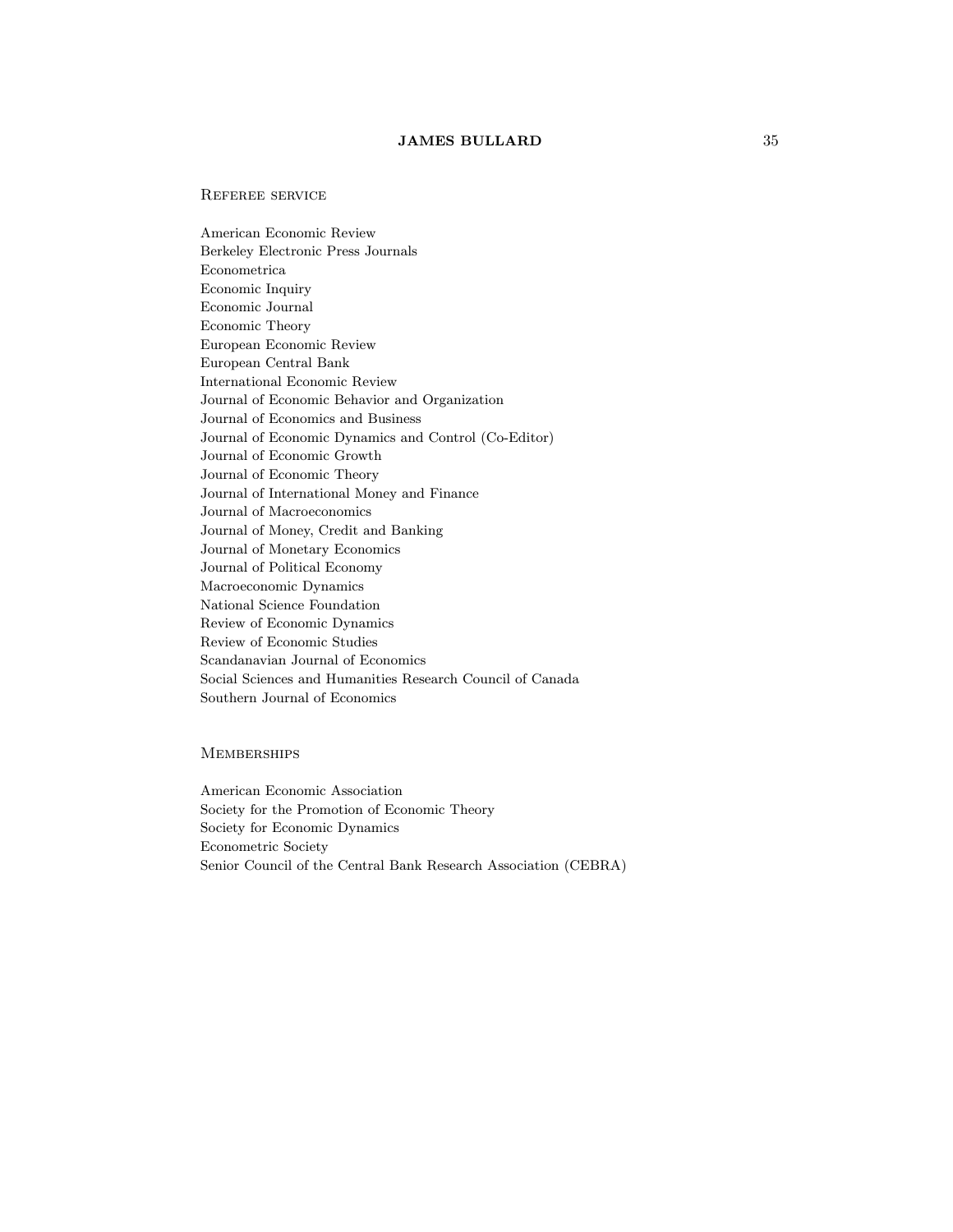## Referee service

American Economic Review
Berkeley Electronic Press Journals
Econometrica
Economic Inquiry
Economic Journal
Economic Theory
European Economic Review
European Central Bank
International Economic Review
Journal of Economic Behavior and Organization
Journal of Economics and Business
Journal of Economic Dynamics and Control (Co-Editor)
Journal of Economic Growth
Journal of Economic Theory
Journal of International Money and Finance
Journal of Macroeconomics
Journal of Money, Credit and Banking
Journal of Monetary Economics
Journal of Political Economy
Macroeconomic Dynamics
National Science Foundation
Review of Economic Dynamics
Review of Economic Studies
Scandanavian Journal of Economics
Social Sciences and Humanities Research Council of Canada
Southern Journal of Economics

## Memberships

American Economic Association
Society for the Promotion of Economic Theory
Society for Economic Dynamics
Econometric Society
Senior Council of the Central Bank Research Association (CEBRA)